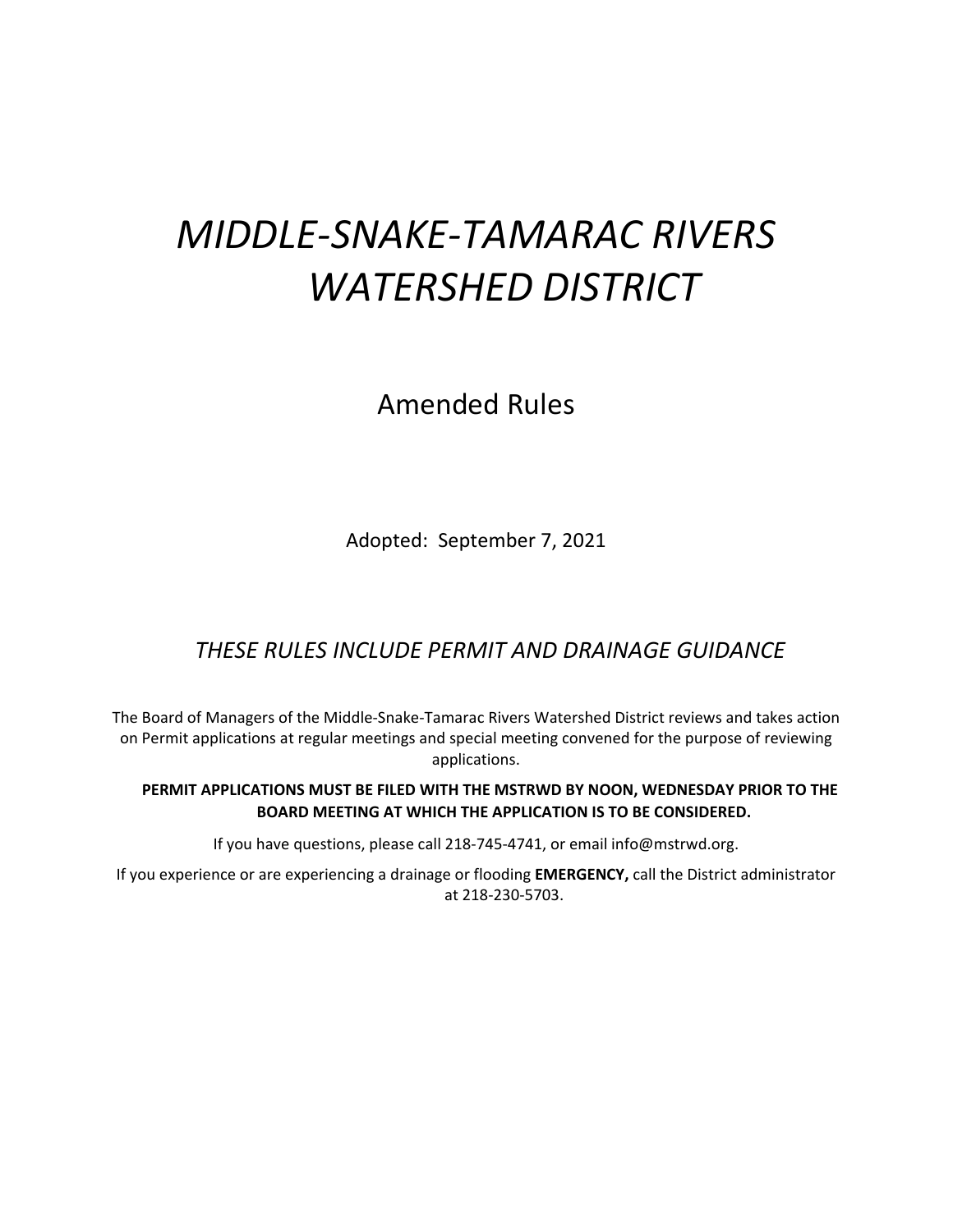# *MIDDLE-SNAKE-TAMARAC RIVERS WATERSHED DISTRICT*

## Amended Rules

Adopted: September 7, 2021

### *THESE RULES INCLUDE PERMIT AND DRAINAGE GUIDANCE*

The Board of Managers of the Middle-Snake-Tamarac Rivers Watershed District reviews and takes action on Permit applications at regular meetings and special meeting convened for the purpose of reviewing applications.

**PERMIT APPLICATIONS MUST BE FILED WITH THE MSTRWD BY NOON, WEDNESDAY PRIOR TO THE BOARD MEETING AT WHICH THE APPLICATION IS TO BE CONSIDERED.**

If you have questions, please call 218-745-4741, or email info@mstrwd.org.

If you experience or are experiencing a drainage or flooding **EMERGENCY,** call the District administrator at 218-230-5703.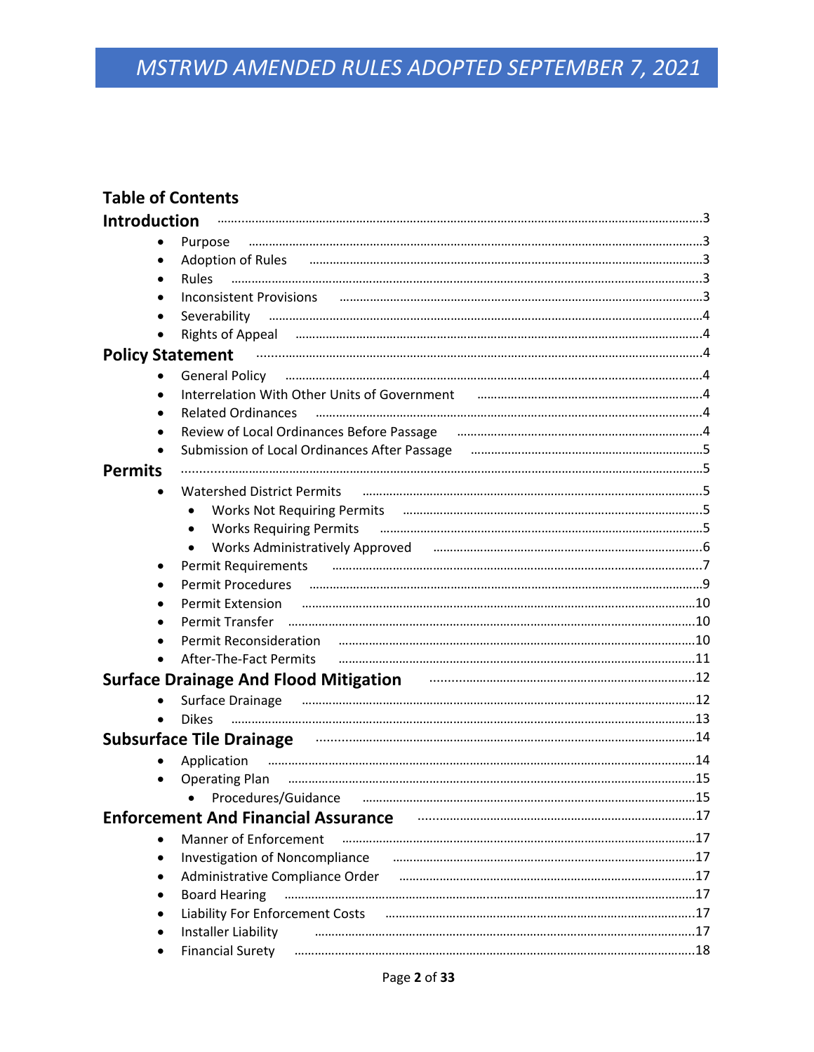## Table of Contents

**Introduction** ........................................................................ 3

- Purpose ........................................................................ 3
- Adoption of Rules ........................................................................ 3
- Rules ........................................................................ 3
- Inconsistent Provisions ........................................................................ 3
- Severability ........................................................................ 4
- Rights of Appeal ........................................................................ 4

**Policy Statement** ........................................................................ 4

- General Policy ........................................................................ 4
- Interrelation With Other Units of Government ........................................................................ 4
- Related Ordinances ........................................................................ 4
- Review of Local Ordinances Before Passage ........................................................................ 4
- Submission of Local Ordinances After Passage ........................................................................ 5

**Permits** ........................................................................ 5

- Watershed District Permits ........................................................................ 5
  - Works Not Requiring Permits ........................................................................ 5
  - Works Requiring Permits ........................................................................ 5
  - Works Administratively Approved ........................................................................ 6
- Permit Requirements ........................................................................ 7
- Permit Procedures ........................................................................ 9
- Permit Extension ........................................................................ 10
- Permit Transfer ........................................................................ 10
- Permit Reconsideration ........................................................................ 10
- After-The-Fact Permits ........................................................................ 11

**Surface Drainage And Flood Mitigation** ........................................................................ 12

- Surface Drainage ........................................................................ 12
- Dikes ........................................................................ 13

**Subsurface Tile Drainage** ........................................................................ 14

- Application ........................................................................ 14
- Operating Plan ........................................................................ 15
  - Procedures/Guidance ........................................................................ 15

**Enforcement And Financial Assurance** ........................................................................ 17

- Manner of Enforcement ........................................................................ 17
- Investigation of Noncompliance ........................................................................ 17
- Administrative Compliance Order ........................................................................ 17
- Board Hearing ........................................................................ 17
- Liability For Enforcement Costs ........................................................................ 17
- Installer Liability ........................................................................ 17
- Financial Surety ........................................................................ 18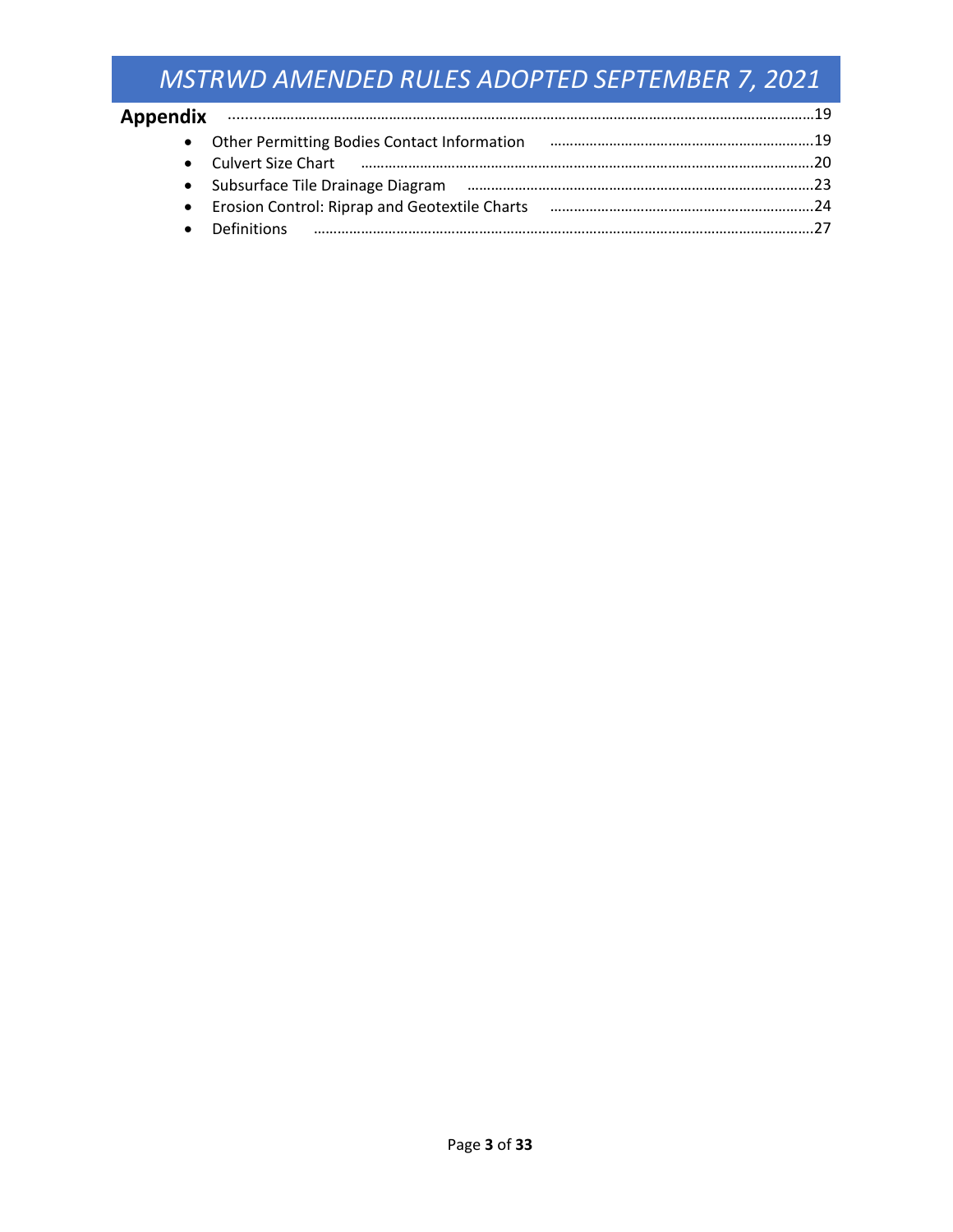**Appendix** ........................................................................................................................................19

- Other Permitting Bodies Contact Information ..................................................................19
- Culvert Size Chart ..................................................................................................................20
- Subsurface Tile Drainage Diagram .......................................................................................23
- Erosion Control: Riprap and Geotextile Charts ..................................................................24
- Definitions ..............................................................................................................................27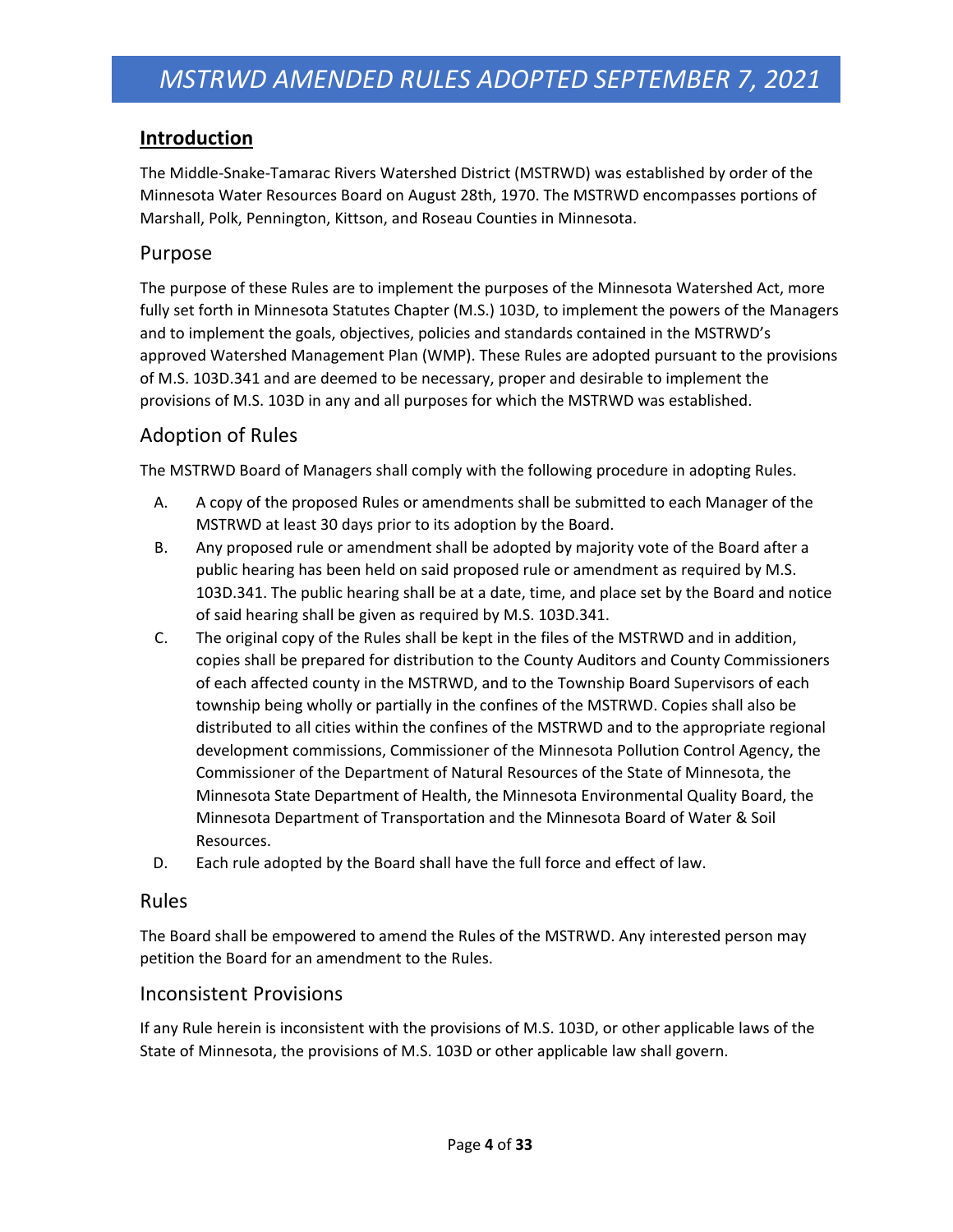## Introduction

The Middle-Snake-Tamarac Rivers Watershed District (MSTRWD) was established by order of the Minnesota Water Resources Board on August 28th, 1970. The MSTRWD encompasses portions of Marshall, Polk, Pennington, Kittson, and Roseau Counties in Minnesota.

### Purpose

The purpose of these Rules are to implement the purposes of the Minnesota Watershed Act, more fully set forth in Minnesota Statutes Chapter (M.S.) 103D, to implement the powers of the Managers and to implement the goals, objectives, policies and standards contained in the MSTRWD's approved Watershed Management Plan (WMP). These Rules are adopted pursuant to the provisions of M.S. 103D.341 and are deemed to be necessary, proper and desirable to implement the provisions of M.S. 103D in any and all purposes for which the MSTRWD was established.

### Adoption of Rules

The MSTRWD Board of Managers shall comply with the following procedure in adopting Rules.

A. A copy of the proposed Rules or amendments shall be submitted to each Manager of the MSTRWD at least 30 days prior to its adoption by the Board.

B. Any proposed rule or amendment shall be adopted by majority vote of the Board after a public hearing has been held on said proposed rule or amendment as required by M.S. 103D.341. The public hearing shall be at a date, time, and place set by the Board and notice of said hearing shall be given as required by M.S. 103D.341.

C. The original copy of the Rules shall be kept in the files of the MSTRWD and in addition, copies shall be prepared for distribution to the County Auditors and County Commissioners of each affected county in the MSTRWD, and to the Township Board Supervisors of each township being wholly or partially in the confines of the MSTRWD. Copies shall also be distributed to all cities within the confines of the MSTRWD and to the appropriate regional development commissions, Commissioner of the Minnesota Pollution Control Agency, the Commissioner of the Department of Natural Resources of the State of Minnesota, the Minnesota State Department of Health, the Minnesota Environmental Quality Board, the Minnesota Department of Transportation and the Minnesota Board of Water & Soil Resources.

D. Each rule adopted by the Board shall have the full force and effect of law.

### Rules

The Board shall be empowered to amend the Rules of the MSTRWD. Any interested person may petition the Board for an amendment to the Rules.

### Inconsistent Provisions

If any Rule herein is inconsistent with the provisions of M.S. 103D, or other applicable laws of the State of Minnesota, the provisions of M.S. 103D or other applicable law shall govern.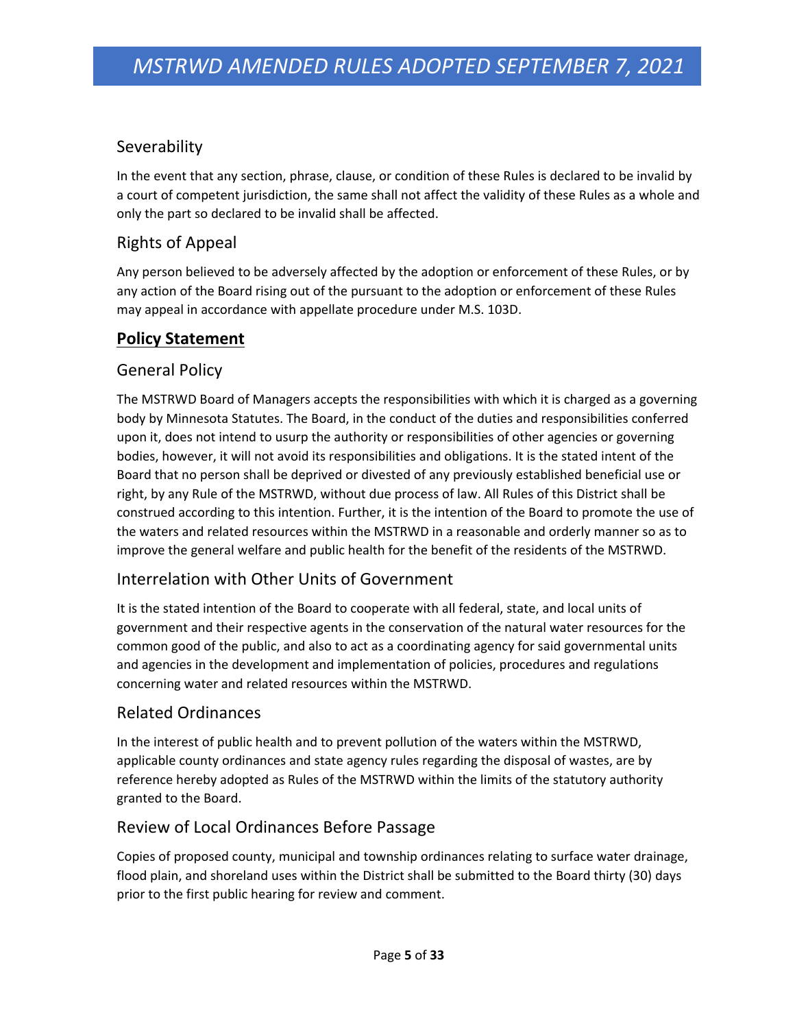## Severability

In the event that any section, phrase, clause, or condition of these Rules is declared to be invalid by a court of competent jurisdiction, the same shall not affect the validity of these Rules as a whole and only the part so declared to be invalid shall be affected.

## Rights of Appeal

Any person believed to be adversely affected by the adoption or enforcement of these Rules, or by any action of the Board rising out of the pursuant to the adoption or enforcement of these Rules may appeal in accordance with appellate procedure under M.S. 103D.

# **Policy Statement**

## General Policy

The MSTRWD Board of Managers accepts the responsibilities with which it is charged as a governing body by Minnesota Statutes. The Board, in the conduct of the duties and responsibilities conferred upon it, does not intend to usurp the authority or responsibilities of other agencies or governing bodies, however, it will not avoid its responsibilities and obligations. It is the stated intent of the Board that no person shall be deprived or divested of any previously established beneficial use or right, by any Rule of the MSTRWD, without due process of law. All Rules of this District shall be construed according to this intention. Further, it is the intention of the Board to promote the use of the waters and related resources within the MSTRWD in a reasonable and orderly manner so as to improve the general welfare and public health for the benefit of the residents of the MSTRWD.

## Interrelation with Other Units of Government

It is the stated intention of the Board to cooperate with all federal, state, and local units of government and their respective agents in the conservation of the natural water resources for the common good of the public, and also to act as a coordinating agency for said governmental units and agencies in the development and implementation of policies, procedures and regulations concerning water and related resources within the MSTRWD.

## Related Ordinances

In the interest of public health and to prevent pollution of the waters within the MSTRWD, applicable county ordinances and state agency rules regarding the disposal of wastes, are by reference hereby adopted as Rules of the MSTRWD within the limits of the statutory authority granted to the Board.

## Review of Local Ordinances Before Passage

Copies of proposed county, municipal and township ordinances relating to surface water drainage, flood plain, and shoreland uses within the District shall be submitted to the Board thirty (30) days prior to the first public hearing for review and comment.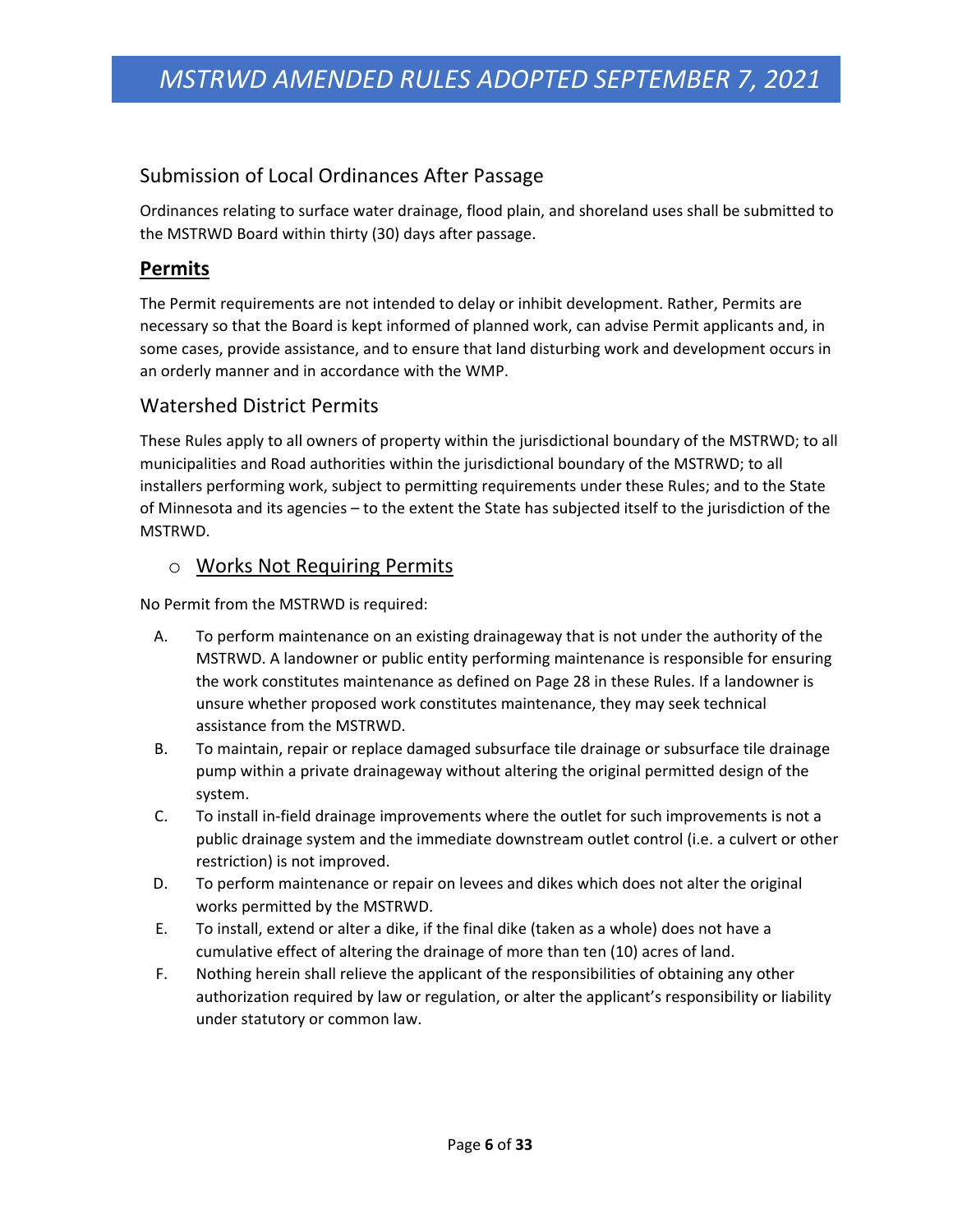## Submission of Local Ordinances After Passage

Ordinances relating to surface water drainage, flood plain, and shoreland uses shall be submitted to the MSTRWD Board within thirty (30) days after passage.

# Permits

The Permit requirements are not intended to delay or inhibit development. Rather, Permits are necessary so that the Board is kept informed of planned work, can advise Permit applicants and, in some cases, provide assistance, and to ensure that land disturbing work and development occurs in an orderly manner and in accordance with the WMP.

## Watershed District Permits

These Rules apply to all owners of property within the jurisdictional boundary of the MSTRWD; to all municipalities and Road authorities within the jurisdictional boundary of the MSTRWD; to all installers performing work, subject to permitting requirements under these Rules; and to the State of Minnesota and its agencies – to the extent the State has subjected itself to the jurisdiction of the MSTRWD.

### Works Not Requiring Permits

No Permit from the MSTRWD is required:

A. To perform maintenance on an existing drainageway that is not under the authority of the MSTRWD. A landowner or public entity performing maintenance is responsible for ensuring the work constitutes maintenance as defined on Page 28 in these Rules. If a landowner is unsure whether proposed work constitutes maintenance, they may seek technical assistance from the MSTRWD.

B. To maintain, repair or replace damaged subsurface tile drainage or subsurface tile drainage pump within a private drainageway without altering the original permitted design of the system.

C. To install in-field drainage improvements where the outlet for such improvements is not a public drainage system and the immediate downstream outlet control (i.e. a culvert or other restriction) is not improved.

D. To perform maintenance or repair on levees and dikes which does not alter the original works permitted by the MSTRWD.

E. To install, extend or alter a dike, if the final dike (taken as a whole) does not have a cumulative effect of altering the drainage of more than ten (10) acres of land.

F. Nothing herein shall relieve the applicant of the responsibilities of obtaining any other authorization required by law or regulation, or alter the applicant's responsibility or liability under statutory or common law.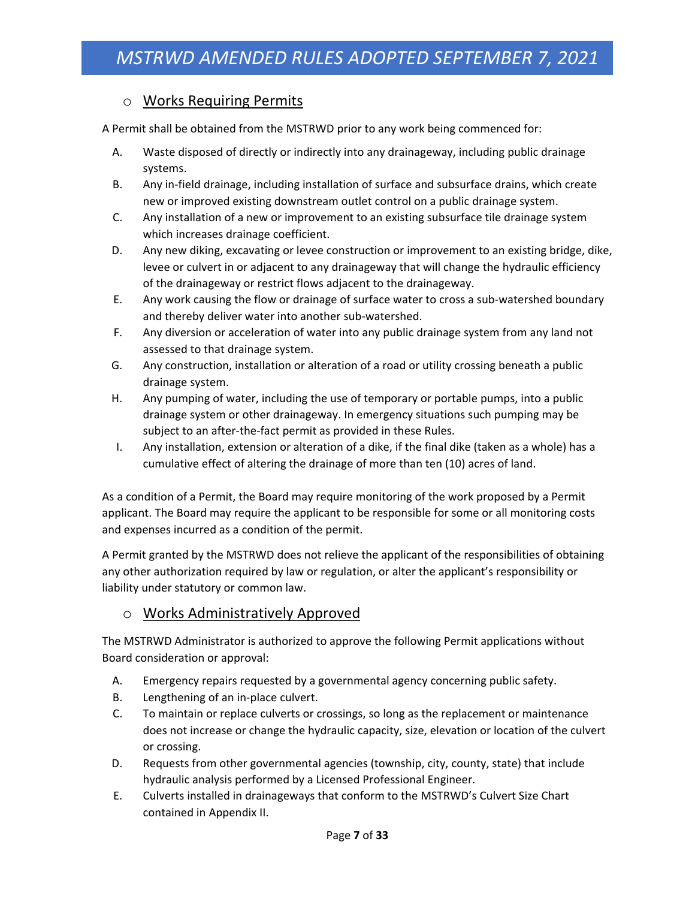### Works Requiring Permits

A Permit shall be obtained from the MSTRWD prior to any work being commenced for:

A. Waste disposed of directly or indirectly into any drainageway, including public drainage systems.
B. Any in-field drainage, including installation of surface and subsurface drains, which create new or improved existing downstream outlet control on a public drainage system.
C. Any installation of a new or improvement to an existing subsurface tile drainage system which increases drainage coefficient.
D. Any new diking, excavating or levee construction or improvement to an existing bridge, dike, levee or culvert in or adjacent to any drainageway that will change the hydraulic efficiency of the drainageway or restrict flows adjacent to the drainageway.
E. Any work causing the flow or drainage of surface water to cross a sub-watershed boundary and thereby deliver water into another sub-watershed.
F. Any diversion or acceleration of water into any public drainage system from any land not assessed to that drainage system.
G. Any construction, installation or alteration of a road or utility crossing beneath a public drainage system.
H. Any pumping of water, including the use of temporary or portable pumps, into a public drainage system or other drainageway. In emergency situations such pumping may be subject to an after-the-fact permit as provided in these Rules.
I. Any installation, extension or alteration of a dike, if the final dike (taken as a whole) has a cumulative effect of altering the drainage of more than ten (10) acres of land.

As a condition of a Permit, the Board may require monitoring of the work proposed by a Permit applicant. The Board may require the applicant to be responsible for some or all monitoring costs and expenses incurred as a condition of the permit.

A Permit granted by the MSTRWD does not relieve the applicant of the responsibilities of obtaining any other authorization required by law or regulation, or alter the applicant's responsibility or liability under statutory or common law.

### Works Administratively Approved

The MSTRWD Administrator is authorized to approve the following Permit applications without Board consideration or approval:

A. Emergency repairs requested by a governmental agency concerning public safety.
B. Lengthening of an in-place culvert.
C. To maintain or replace culverts or crossings, so long as the replacement or maintenance does not increase or change the hydraulic capacity, size, elevation or location of the culvert or crossing.
D. Requests from other governmental agencies (township, city, county, state) that include hydraulic analysis performed by a Licensed Professional Engineer.
E. Culverts installed in drainageways that conform to the MSTRWD's Culvert Size Chart contained in Appendix II.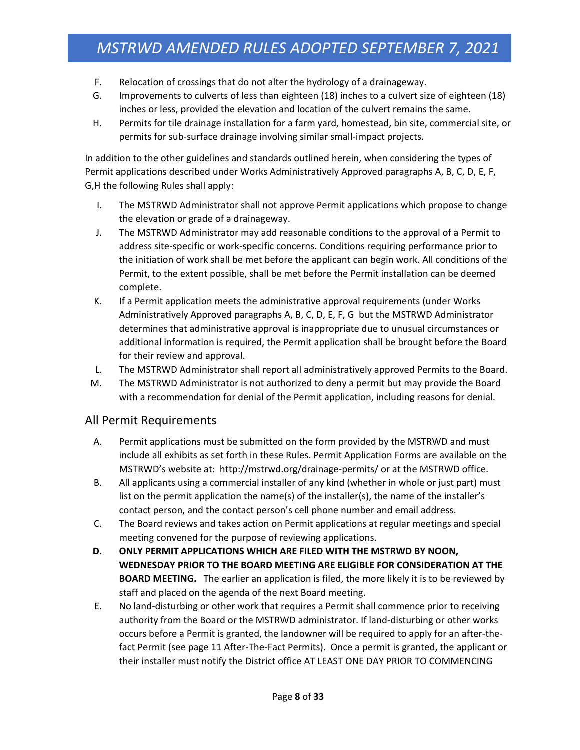F. Relocation of crossings that do not alter the hydrology of a drainageway.
G. Improvements to culverts of less than eighteen (18) inches to a culvert size of eighteen (18) inches or less, provided the elevation and location of the culvert remains the same.
H. Permits for tile drainage installation for a farm yard, homestead, bin site, commercial site, or permits for sub-surface drainage involving similar small-impact projects.

In addition to the other guidelines and standards outlined herein, when considering the types of Permit applications described under Works Administratively Approved paragraphs A, B, C, D, E, F, G,H the following Rules shall apply:

I. The MSTRWD Administrator shall not approve Permit applications which propose to change the elevation or grade of a drainageway.
J. The MSTRWD Administrator may add reasonable conditions to the approval of a Permit to address site-specific or work-specific concerns. Conditions requiring performance prior to the initiation of work shall be met before the applicant can begin work. All conditions of the Permit, to the extent possible, shall be met before the Permit installation can be deemed complete.
K. If a Permit application meets the administrative approval requirements (under Works Administratively Approved paragraphs A, B, C, D, E, F, G but the MSTRWD Administrator determines that administrative approval is inappropriate due to unusual circumstances or additional information is required, the Permit application shall be brought before the Board for their review and approval.
L. The MSTRWD Administrator shall report all administratively approved Permits to the Board.
M. The MSTRWD Administrator is not authorized to deny a permit but may provide the Board with a recommendation for denial of the Permit application, including reasons for denial.

## All Permit Requirements

A. Permit applications must be submitted on the form provided by the MSTRWD and must include all exhibits as set forth in these Rules. Permit Application Forms are available on the MSTRWD's website at: http://mstrwd.org/drainage-permits/ or at the MSTRWD office.
B. All applicants using a commercial installer of any kind (whether in whole or just part) must list on the permit application the name(s) of the installer(s), the name of the installer's contact person, and the contact person's cell phone number and email address.
C. The Board reviews and takes action on Permit applications at regular meetings and special meeting convened for the purpose of reviewing applications.
**D. ONLY PERMIT APPLICATIONS WHICH ARE FILED WITH THE MSTRWD BY NOON, WEDNESDAY PRIOR TO THE BOARD MEETING ARE ELIGIBLE FOR CONSIDERATION AT THE BOARD MEETING.** The earlier an application is filed, the more likely it is to be reviewed by staff and placed on the agenda of the next Board meeting.
E. No land-disturbing or other work that requires a Permit shall commence prior to receiving authority from the Board or the MSTRWD administrator. If land-disturbing or other works occurs before a Permit is granted, the landowner will be required to apply for an after-the-fact Permit (see page 11 After-The-Fact Permits). Once a permit is granted, the applicant or their installer must notify the District office AT LEAST ONE DAY PRIOR TO COMMENCING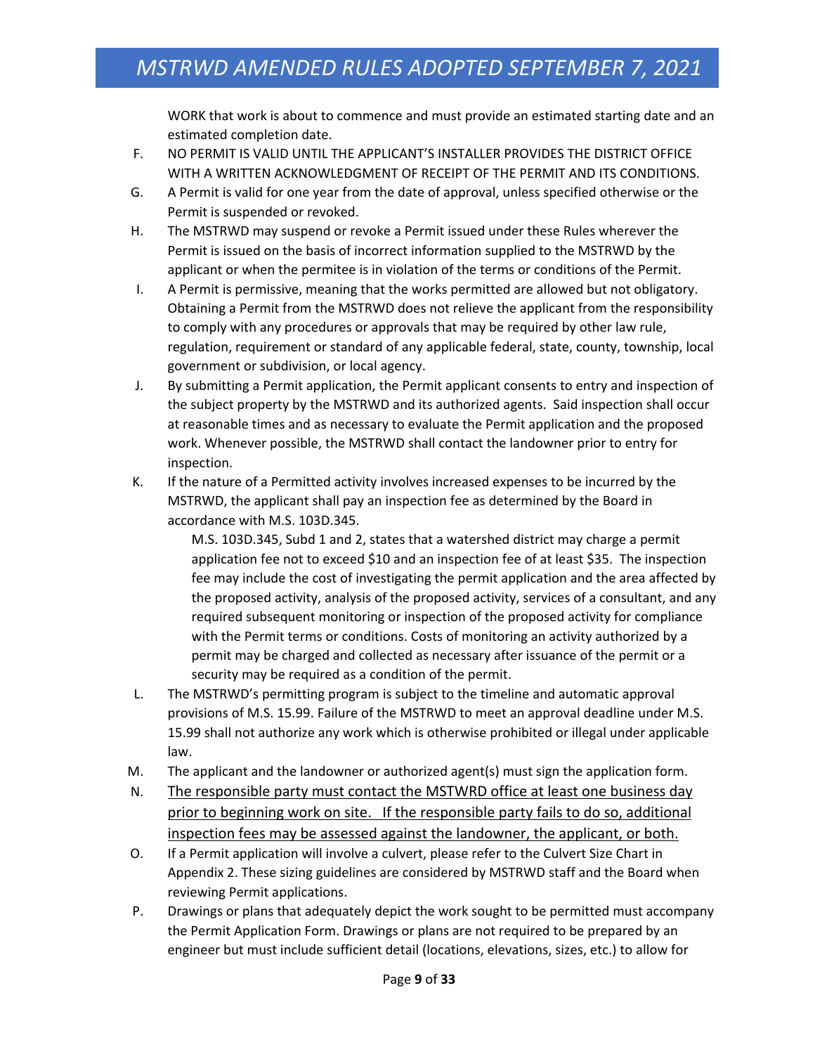WORK that work is about to commence and must provide an estimated starting date and an estimated completion date.

F. NO PERMIT IS VALID UNTIL THE APPLICANT'S INSTALLER PROVIDES THE DISTRICT OFFICE WITH A WRITTEN ACKNOWLEDGMENT OF RECEIPT OF THE PERMIT AND ITS CONDITIONS.

G. A Permit is valid for one year from the date of approval, unless specified otherwise or the Permit is suspended or revoked.

H. The MSTRWD may suspend or revoke a Permit issued under these Rules wherever the Permit is issued on the basis of incorrect information supplied to the MSTRWD by the applicant or when the permitee is in violation of the terms or conditions of the Permit.

I. A Permit is permissive, meaning that the works permitted are allowed but not obligatory. Obtaining a Permit from the MSTRWD does not relieve the applicant from the responsibility to comply with any procedures or approvals that may be required by other law rule, regulation, requirement or standard of any applicable federal, state, county, township, local government or subdivision, or local agency.

J. By submitting a Permit application, the Permit applicant consents to entry and inspection of the subject property by the MSTRWD and its authorized agents. Said inspection shall occur at reasonable times and as necessary to evaluate the Permit application and the proposed work. Whenever possible, the MSTRWD shall contact the landowner prior to entry for inspection.

K. If the nature of a Permitted activity involves increased expenses to be incurred by the MSTRWD, the applicant shall pay an inspection fee as determined by the Board in accordance with M.S. 103D.345.

   M.S. 103D.345, Subd 1 and 2, states that a watershed district may charge a permit application fee not to exceed $10 and an inspection fee of at least $35. The inspection fee may include the cost of investigating the permit application and the area affected by the proposed activity, analysis of the proposed activity, services of a consultant, and any required subsequent monitoring or inspection of the proposed activity for compliance with the Permit terms or conditions. Costs of monitoring an activity authorized by a permit may be charged and collected as necessary after issuance of the permit or a security may be required as a condition of the permit.

L. The MSTRWD's permitting program is subject to the timeline and automatic approval provisions of M.S. 15.99. Failure of the MSTRWD to meet an approval deadline under M.S. 15.99 shall not authorize any work which is otherwise prohibited or illegal under applicable law.

M. The applicant and the landowner or authorized agent(s) must sign the application form.

N. <u>The responsible party must contact the MSTWRD office at least one business day prior to beginning work on site. If the responsible party fails to do so, additional inspection fees may be assessed against the landowner, the applicant, or both.</u>

O. If a Permit application will involve a culvert, please refer to the Culvert Size Chart in Appendix 2. These sizing guidelines are considered by MSTRWD staff and the Board when reviewing Permit applications.

P. Drawings or plans that adequately depict the work sought to be permitted must accompany the Permit Application Form. Drawings or plans are not required to be prepared by an engineer but must include sufficient detail (locations, elevations, sizes, etc.) to allow for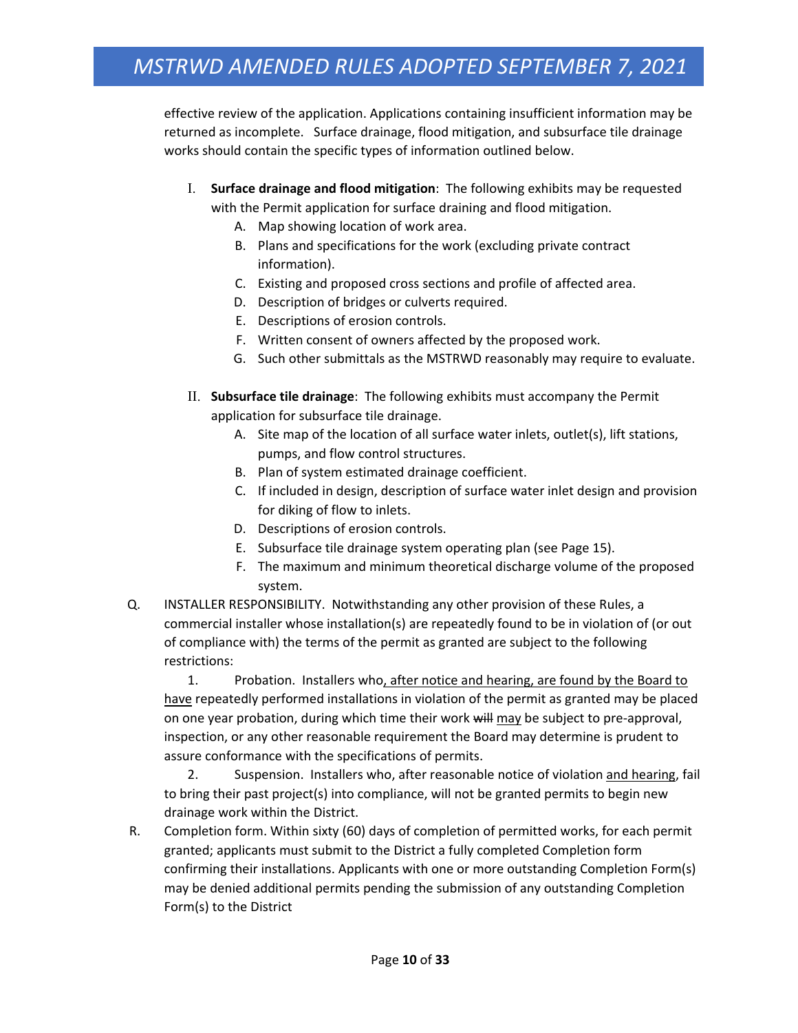effective review of the application. Applications containing insufficient information may be returned as incomplete. Surface drainage, flood mitigation, and subsurface tile drainage works should contain the specific types of information outlined below.

I. **Surface drainage and flood mitigation**: The following exhibits may be requested with the Permit application for surface draining and flood mitigation.

   A. Map showing location of work area.
   B. Plans and specifications for the work (excluding private contract information).
   C. Existing and proposed cross sections and profile of affected area.
   D. Description of bridges or culverts required.
   E. Descriptions of erosion controls.
   F. Written consent of owners affected by the proposed work.
   G. Such other submittals as the MSTRWD reasonably may require to evaluate.

II. **Subsurface tile drainage**: The following exhibits must accompany the Permit application for subsurface tile drainage.

   A. Site map of the location of all surface water inlets, outlet(s), lift stations, pumps, and flow control structures.
   B. Plan of system estimated drainage coefficient.
   C. If included in design, description of surface water inlet design and provision for diking of flow to inlets.
   D. Descriptions of erosion controls.
   E. Subsurface tile drainage system operating plan (see Page 15).
   F. The maximum and minimum theoretical discharge volume of the proposed system.

Q. INSTALLER RESPONSIBILITY. Notwithstanding any other provision of these Rules, a commercial installer whose installation(s) are repeatedly found to be in violation of (or out of compliance with) the terms of the permit as granted are subject to the following restrictions:

1. Probation. Installers who<u>, after notice and hearing, are found by the Board to have</u> repeatedly performed installations in violation of the permit as granted may be placed on one year probation, during which time their work ~~will~~ <u>may</u> be subject to pre-approval, inspection, or any other reasonable requirement the Board may determine is prudent to assure conformance with the specifications of permits.

2. Suspension. Installers who, after reasonable notice of violation <u>and hearing</u>, fail to bring their past project(s) into compliance, will not be granted permits to begin new drainage work within the District.

R. Completion form. Within sixty (60) days of completion of permitted works, for each permit granted; applicants must submit to the District a fully completed Completion form confirming their installations. Applicants with one or more outstanding Completion Form(s) may be denied additional permits pending the submission of any outstanding Completion Form(s) to the District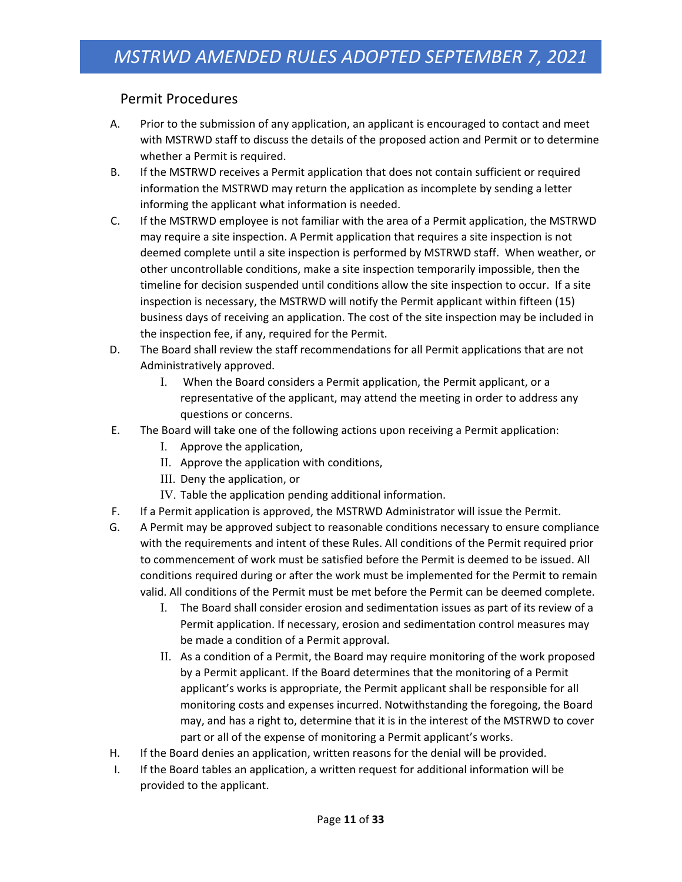## Permit Procedures

A. Prior to the submission of any application, an applicant is encouraged to contact and meet with MSTRWD staff to discuss the details of the proposed action and Permit or to determine whether a Permit is required.

B. If the MSTRWD receives a Permit application that does not contain sufficient or required information the MSTRWD may return the application as incomplete by sending a letter informing the applicant what information is needed.

C. If the MSTRWD employee is not familiar with the area of a Permit application, the MSTRWD may require a site inspection. A Permit application that requires a site inspection is not deemed complete until a site inspection is performed by MSTRWD staff. When weather, or other uncontrollable conditions, make a site inspection temporarily impossible, then the timeline for decision suspended until conditions allow the site inspection to occur. If a site inspection is necessary, the MSTRWD will notify the Permit applicant within fifteen (15) business days of receiving an application. The cost of the site inspection may be included in the inspection fee, if any, required for the Permit.

D. The Board shall review the staff recommendations for all Permit applications that are not Administratively approved.
   I. When the Board considers a Permit application, the Permit applicant, or a representative of the applicant, may attend the meeting in order to address any questions or concerns.

E. The Board will take one of the following actions upon receiving a Permit application:
   I. Approve the application,
   II. Approve the application with conditions,
   III. Deny the application, or
   IV. Table the application pending additional information.

F. If a Permit application is approved, the MSTRWD Administrator will issue the Permit.

G. A Permit may be approved subject to reasonable conditions necessary to ensure compliance with the requirements and intent of these Rules. All conditions of the Permit required prior to commencement of work must be satisfied before the Permit is deemed to be issued. All conditions required during or after the work must be implemented for the Permit to remain valid. All conditions of the Permit must be met before the Permit can be deemed complete.
   I. The Board shall consider erosion and sedimentation issues as part of its review of a Permit application. If necessary, erosion and sedimentation control measures may be made a condition of a Permit approval.
   II. As a condition of a Permit, the Board may require monitoring of the work proposed by a Permit applicant. If the Board determines that the monitoring of a Permit applicant's works is appropriate, the Permit applicant shall be responsible for all monitoring costs and expenses incurred. Notwithstanding the foregoing, the Board may, and has a right to, determine that it is in the interest of the MSTRWD to cover part or all of the expense of monitoring a Permit applicant's works.

H. If the Board denies an application, written reasons for the denial will be provided.

I. If the Board tables an application, a written request for additional information will be provided to the applicant.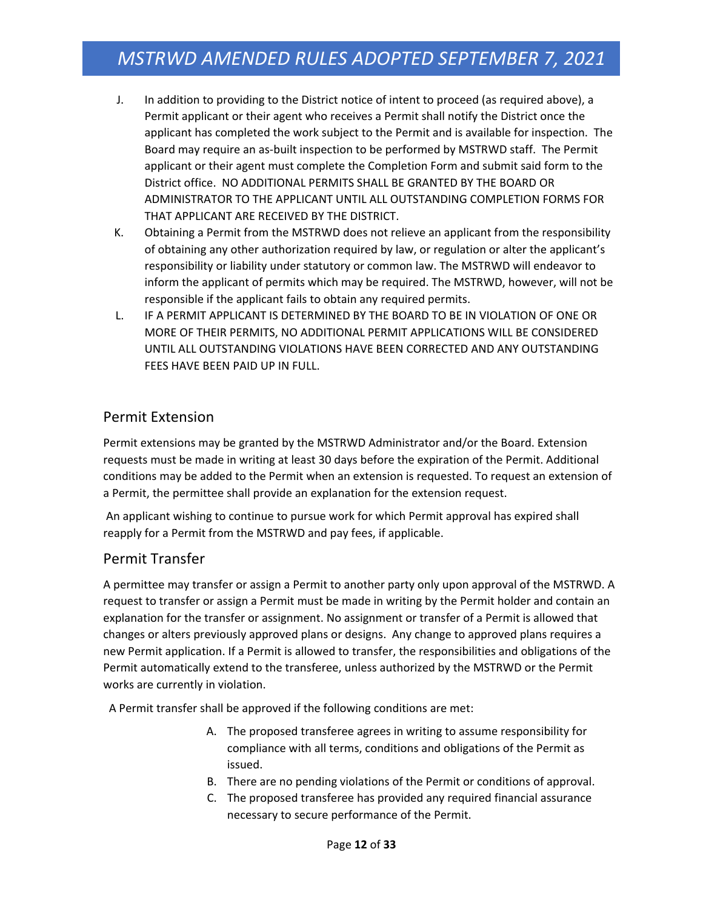J. In addition to providing to the District notice of intent to proceed (as required above), a Permit applicant or their agent who receives a Permit shall notify the District once the applicant has completed the work subject to the Permit and is available for inspection. The Board may require an as-built inspection to be performed by MSTRWD staff. The Permit applicant or their agent must complete the Completion Form and submit said form to the District office. NO ADDITIONAL PERMITS SHALL BE GRANTED BY THE BOARD OR ADMINISTRATOR TO THE APPLICANT UNTIL ALL OUTSTANDING COMPLETION FORMS FOR THAT APPLICANT ARE RECEIVED BY THE DISTRICT.

K. Obtaining a Permit from the MSTRWD does not relieve an applicant from the responsibility of obtaining any other authorization required by law, or regulation or alter the applicant's responsibility or liability under statutory or common law. The MSTRWD will endeavor to inform the applicant of permits which may be required. The MSTRWD, however, will not be responsible if the applicant fails to obtain any required permits.

L. IF A PERMIT APPLICANT IS DETERMINED BY THE BOARD TO BE IN VIOLATION OF ONE OR MORE OF THEIR PERMITS, NO ADDITIONAL PERMIT APPLICATIONS WILL BE CONSIDERED UNTIL ALL OUTSTANDING VIOLATIONS HAVE BEEN CORRECTED AND ANY OUTSTANDING FEES HAVE BEEN PAID UP IN FULL.

## Permit Extension

Permit extensions may be granted by the MSTRWD Administrator and/or the Board. Extension requests must be made in writing at least 30 days before the expiration of the Permit. Additional conditions may be added to the Permit when an extension is requested. To request an extension of a Permit, the permittee shall provide an explanation for the extension request.

An applicant wishing to continue to pursue work for which Permit approval has expired shall reapply for a Permit from the MSTRWD and pay fees, if applicable.

## Permit Transfer

A permittee may transfer or assign a Permit to another party only upon approval of the MSTRWD. A request to transfer or assign a Permit must be made in writing by the Permit holder and contain an explanation for the transfer or assignment. No assignment or transfer of a Permit is allowed that changes or alters previously approved plans or designs. Any change to approved plans requires a new Permit application. If a Permit is allowed to transfer, the responsibilities and obligations of the Permit automatically extend to the transferee, unless authorized by the MSTRWD or the Permit works are currently in violation.

A Permit transfer shall be approved if the following conditions are met:

A. The proposed transferee agrees in writing to assume responsibility for compliance with all terms, conditions and obligations of the Permit as issued.
B. There are no pending violations of the Permit or conditions of approval.
C. The proposed transferee has provided any required financial assurance necessary to secure performance of the Permit.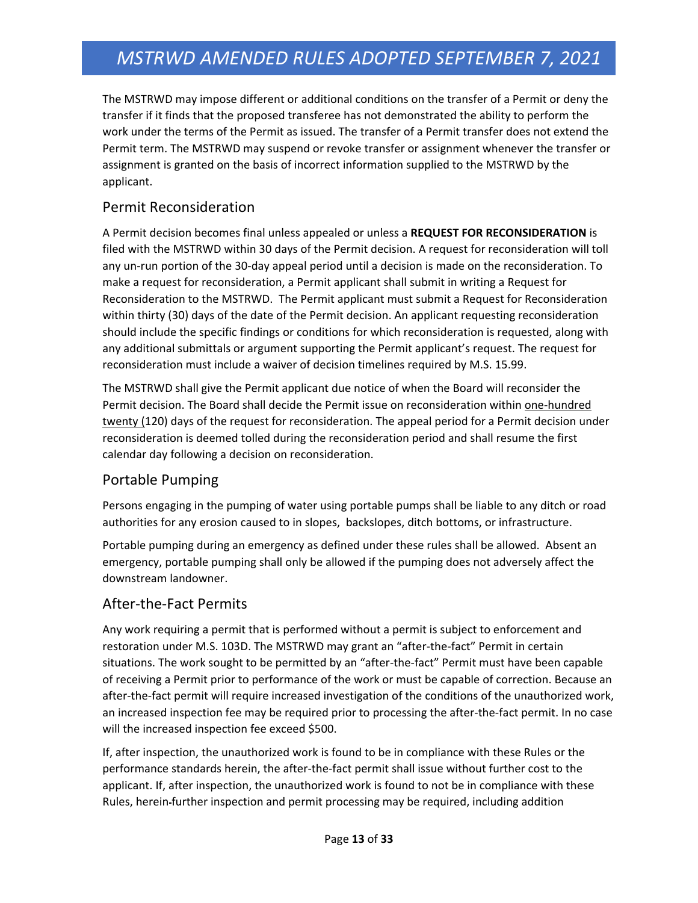The MSTRWD may impose different or additional conditions on the transfer of a Permit or deny the transfer if it finds that the proposed transferee has not demonstrated the ability to perform the work under the terms of the Permit as issued. The transfer of a Permit transfer does not extend the Permit term. The MSTRWD may suspend or revoke transfer or assignment whenever the transfer or assignment is granted on the basis of incorrect information supplied to the MSTRWD by the applicant.

## Permit Reconsideration

A Permit decision becomes final unless appealed or unless a **REQUEST FOR RECONSIDERATION** is filed with the MSTRWD within 30 days of the Permit decision. A request for reconsideration will toll any un-run portion of the 30-day appeal period until a decision is made on the reconsideration. To make a request for reconsideration, a Permit applicant shall submit in writing a Request for Reconsideration to the MSTRWD. The Permit applicant must submit a Request for Reconsideration within thirty (30) days of the date of the Permit decision. An applicant requesting reconsideration should include the specific findings or conditions for which reconsideration is requested, along with any additional submittals or argument supporting the Permit applicant's request. The request for reconsideration must include a waiver of decision timelines required by M.S. 15.99.

The MSTRWD shall give the Permit applicant due notice of when the Board will reconsider the Permit decision. The Board shall decide the Permit issue on reconsideration within one-hundred twenty (120) days of the request for reconsideration. The appeal period for a Permit decision under reconsideration is deemed tolled during the reconsideration period and shall resume the first calendar day following a decision on reconsideration.

## Portable Pumping

Persons engaging in the pumping of water using portable pumps shall be liable to any ditch or road authorities for any erosion caused to in slopes, backslopes, ditch bottoms, or infrastructure.

Portable pumping during an emergency as defined under these rules shall be allowed. Absent an emergency, portable pumping shall only be allowed if the pumping does not adversely affect the downstream landowner.

## After-the-Fact Permits

Any work requiring a permit that is performed without a permit is subject to enforcement and restoration under M.S. 103D. The MSTRWD may grant an "after-the-fact" Permit in certain situations. The work sought to be permitted by an "after-the-fact" Permit must have been capable of receiving a Permit prior to performance of the work or must be capable of correction. Because an after-the-fact permit will require increased investigation of the conditions of the unauthorized work, an increased inspection fee may be required prior to processing the after-the-fact permit. In no case will the increased inspection fee exceed $500.

If, after inspection, the unauthorized work is found to be in compliance with these Rules or the performance standards herein, the after-the-fact permit shall issue without further cost to the applicant. If, after inspection, the unauthorized work is found to not be in compliance with these Rules, herein-further inspection and permit processing may be required, including addition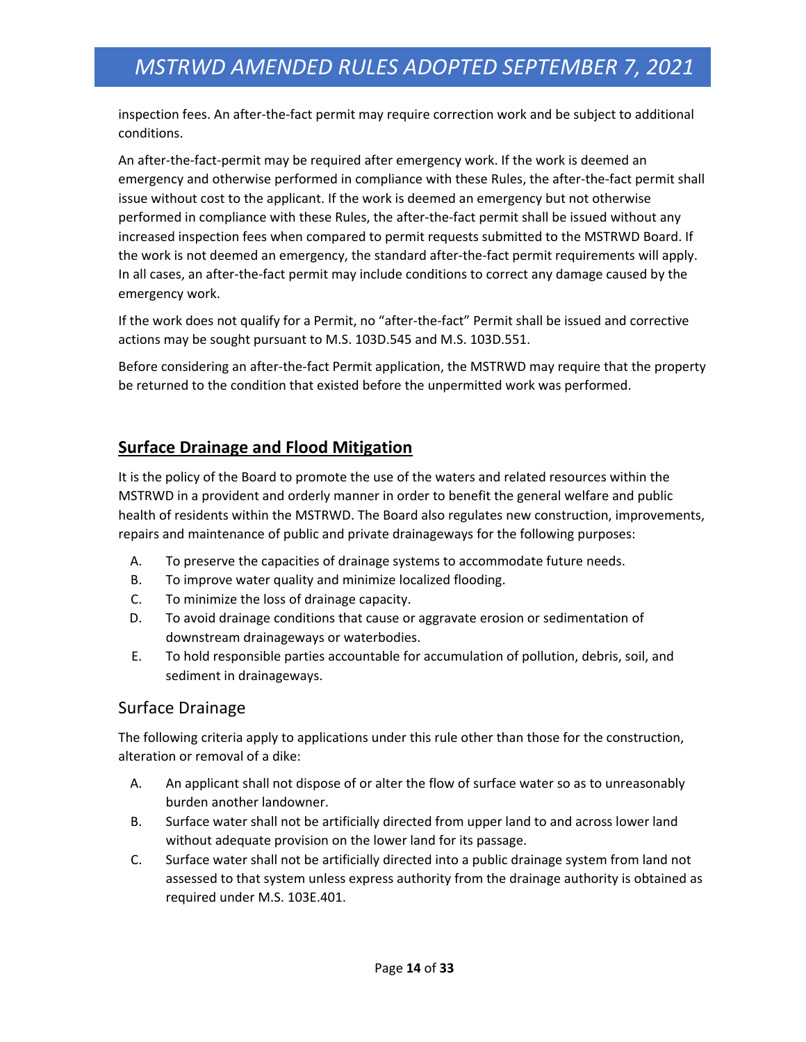inspection fees. An after-the-fact permit may require correction work and be subject to additional conditions.

An after-the-fact-permit may be required after emergency work. If the work is deemed an emergency and otherwise performed in compliance with these Rules, the after-the-fact permit shall issue without cost to the applicant. If the work is deemed an emergency but not otherwise performed in compliance with these Rules, the after-the-fact permit shall be issued without any increased inspection fees when compared to permit requests submitted to the MSTRWD Board. If the work is not deemed an emergency, the standard after-the-fact permit requirements will apply. In all cases, an after-the-fact permit may include conditions to correct any damage caused by the emergency work.

If the work does not qualify for a Permit, no "after-the-fact" Permit shall be issued and corrective actions may be sought pursuant to M.S. 103D.545 and M.S. 103D.551.

Before considering an after-the-fact Permit application, the MSTRWD may require that the property be returned to the condition that existed before the unpermitted work was performed.

## Surface Drainage and Flood Mitigation

It is the policy of the Board to promote the use of the waters and related resources within the MSTRWD in a provident and orderly manner in order to benefit the general welfare and public health of residents within the MSTRWD. The Board also regulates new construction, improvements, repairs and maintenance of public and private drainageways for the following purposes:

A. To preserve the capacities of drainage systems to accommodate future needs.
B. To improve water quality and minimize localized flooding.
C. To minimize the loss of drainage capacity.
D. To avoid drainage conditions that cause or aggravate erosion or sedimentation of downstream drainageways or waterbodies.
E. To hold responsible parties accountable for accumulation of pollution, debris, soil, and sediment in drainageways.

### Surface Drainage

The following criteria apply to applications under this rule other than those for the construction, alteration or removal of a dike:

A. An applicant shall not dispose of or alter the flow of surface water so as to unreasonably burden another landowner.
B. Surface water shall not be artificially directed from upper land to and across lower land without adequate provision on the lower land for its passage.
C. Surface water shall not be artificially directed into a public drainage system from land not assessed to that system unless express authority from the drainage authority is obtained as required under M.S. 103E.401.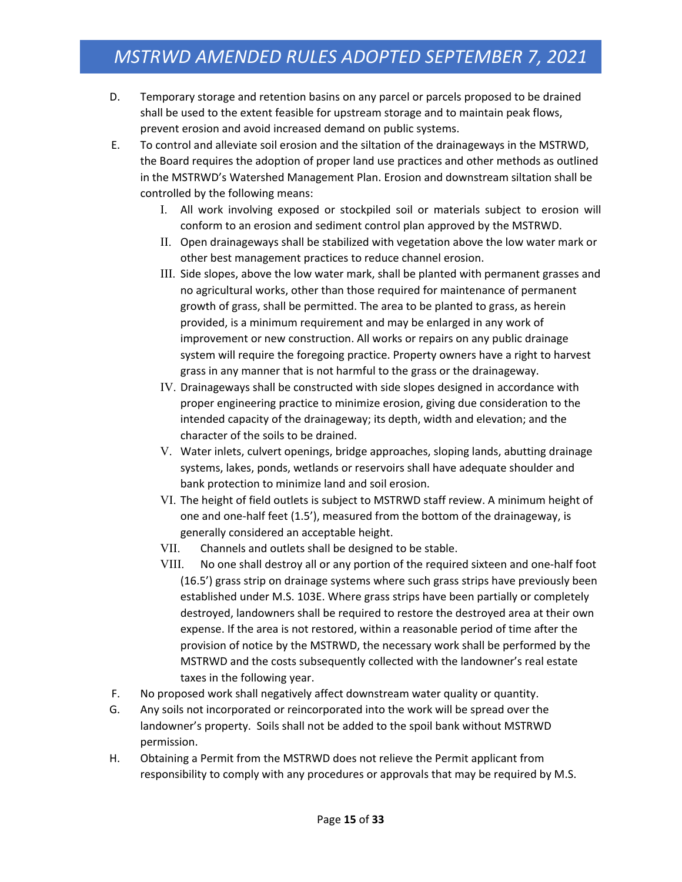D. Temporary storage and retention basins on any parcel or parcels proposed to be drained shall be used to the extent feasible for upstream storage and to maintain peak flows, prevent erosion and avoid increased demand on public systems.

E. To control and alleviate soil erosion and the siltation of the drainageways in the MSTRWD, the Board requires the adoption of proper land use practices and other methods as outlined in the MSTRWD's Watershed Management Plan. Erosion and downstream siltation shall be controlled by the following means:

   I. All work involving exposed or stockpiled soil or materials subject to erosion will conform to an erosion and sediment control plan approved by the MSTRWD.

   II. Open drainageways shall be stabilized with vegetation above the low water mark or other best management practices to reduce channel erosion.

   III. Side slopes, above the low water mark, shall be planted with permanent grasses and no agricultural works, other than those required for maintenance of permanent growth of grass, shall be permitted. The area to be planted to grass, as herein provided, is a minimum requirement and may be enlarged in any work of improvement or new construction. All works or repairs on any public drainage system will require the foregoing practice. Property owners have a right to harvest grass in any manner that is not harmful to the grass or the drainageway.

   IV. Drainageways shall be constructed with side slopes designed in accordance with proper engineering practice to minimize erosion, giving due consideration to the intended capacity of the drainageway; its depth, width and elevation; and the character of the soils to be drained.

   V. Water inlets, culvert openings, bridge approaches, sloping lands, abutting drainage systems, lakes, ponds, wetlands or reservoirs shall have adequate shoulder and bank protection to minimize land and soil erosion.

   VI. The height of field outlets is subject to MSTRWD staff review. A minimum height of one and one-half feet (1.5'), measured from the bottom of the drainageway, is generally considered an acceptable height.

   VII. Channels and outlets shall be designed to be stable.

   VIII. No one shall destroy all or any portion of the required sixteen and one-half foot (16.5') grass strip on drainage systems where such grass strips have previously been established under M.S. 103E. Where grass strips have been partially or completely destroyed, landowners shall be required to restore the destroyed area at their own expense. If the area is not restored, within a reasonable period of time after the provision of notice by the MSTRWD, the necessary work shall be performed by the MSTRWD and the costs subsequently collected with the landowner's real estate taxes in the following year.

F. No proposed work shall negatively affect downstream water quality or quantity.

G. Any soils not incorporated or reincorporated into the work will be spread over the landowner's property. Soils shall not be added to the spoil bank without MSTRWD permission.

H. Obtaining a Permit from the MSTRWD does not relieve the Permit applicant from responsibility to comply with any procedures or approvals that may be required by M.S.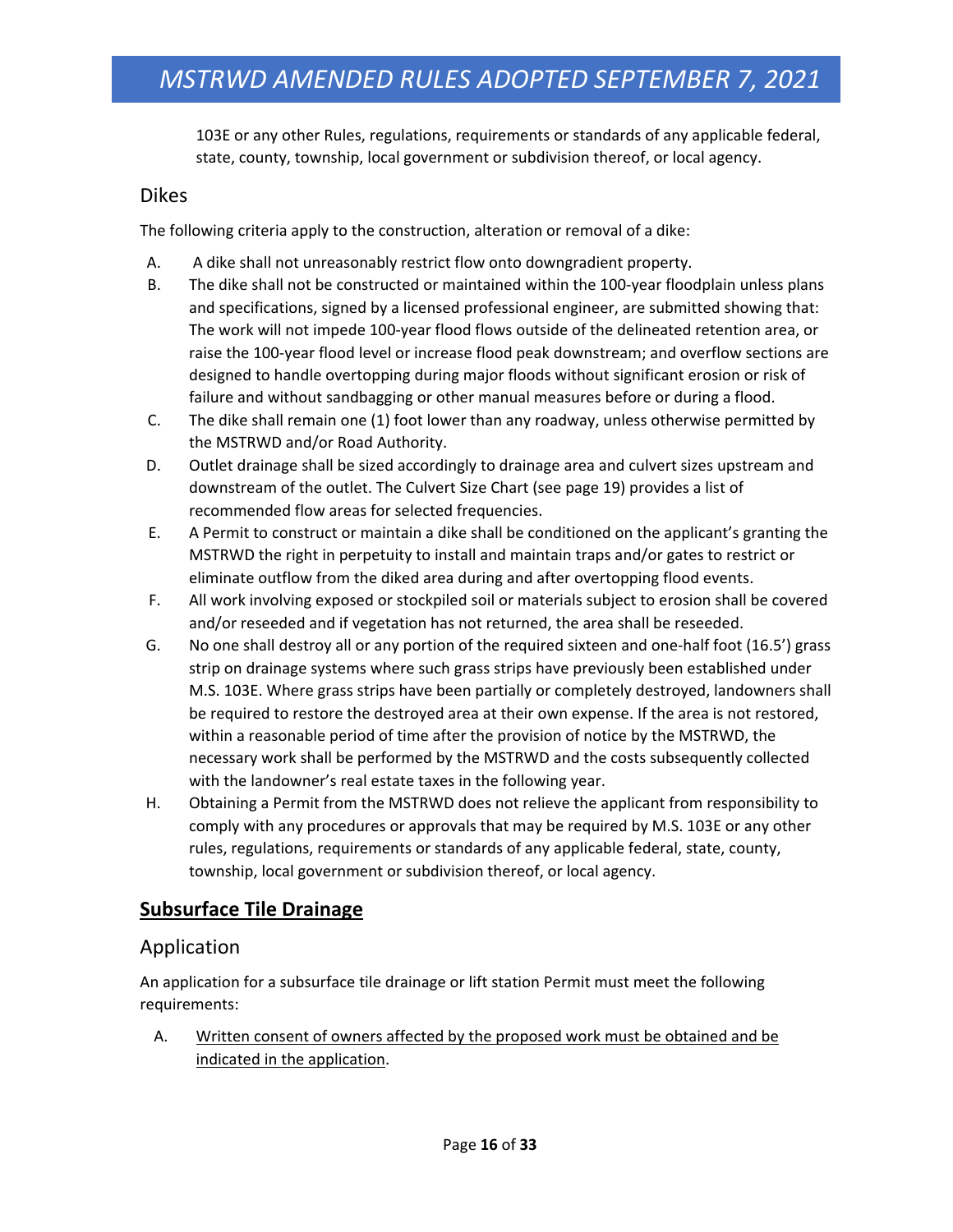103E or any other Rules, regulations, requirements or standards of any applicable federal, state, county, township, local government or subdivision thereof, or local agency.

### Dikes

The following criteria apply to the construction, alteration or removal of a dike:

A. A dike shall not unreasonably restrict flow onto downgradient property.

B. The dike shall not be constructed or maintained within the 100-year floodplain unless plans and specifications, signed by a licensed professional engineer, are submitted showing that: The work will not impede 100-year flood flows outside of the delineated retention area, or raise the 100-year flood level or increase flood peak downstream; and overflow sections are designed to handle overtopping during major floods without significant erosion or risk of failure and without sandbagging or other manual measures before or during a flood.

C. The dike shall remain one (1) foot lower than any roadway, unless otherwise permitted by the MSTRWD and/or Road Authority.

D. Outlet drainage shall be sized accordingly to drainage area and culvert sizes upstream and downstream of the outlet. The Culvert Size Chart (see page 19) provides a list of recommended flow areas for selected frequencies.

E. A Permit to construct or maintain a dike shall be conditioned on the applicant's granting the MSTRWD the right in perpetuity to install and maintain traps and/or gates to restrict or eliminate outflow from the diked area during and after overtopping flood events.

F. All work involving exposed or stockpiled soil or materials subject to erosion shall be covered and/or reseeded and if vegetation has not returned, the area shall be reseeded.

G. No one shall destroy all or any portion of the required sixteen and one-half foot (16.5') grass strip on drainage systems where such grass strips have previously been established under M.S. 103E. Where grass strips have been partially or completely destroyed, landowners shall be required to restore the destroyed area at their own expense. If the area is not restored, within a reasonable period of time after the provision of notice by the MSTRWD, the necessary work shall be performed by the MSTRWD and the costs subsequently collected with the landowner's real estate taxes in the following year.

H. Obtaining a Permit from the MSTRWD does not relieve the applicant from responsibility to comply with any procedures or approvals that may be required by M.S. 103E or any other rules, regulations, requirements or standards of any applicable federal, state, county, township, local government or subdivision thereof, or local agency.

## <u>Subsurface Tile Drainage</u>

### Application

An application for a subsurface tile drainage or lift station Permit must meet the following requirements:

A. <u>Written consent of owners affected by the proposed work must be obtained and be indicated in the application</u>.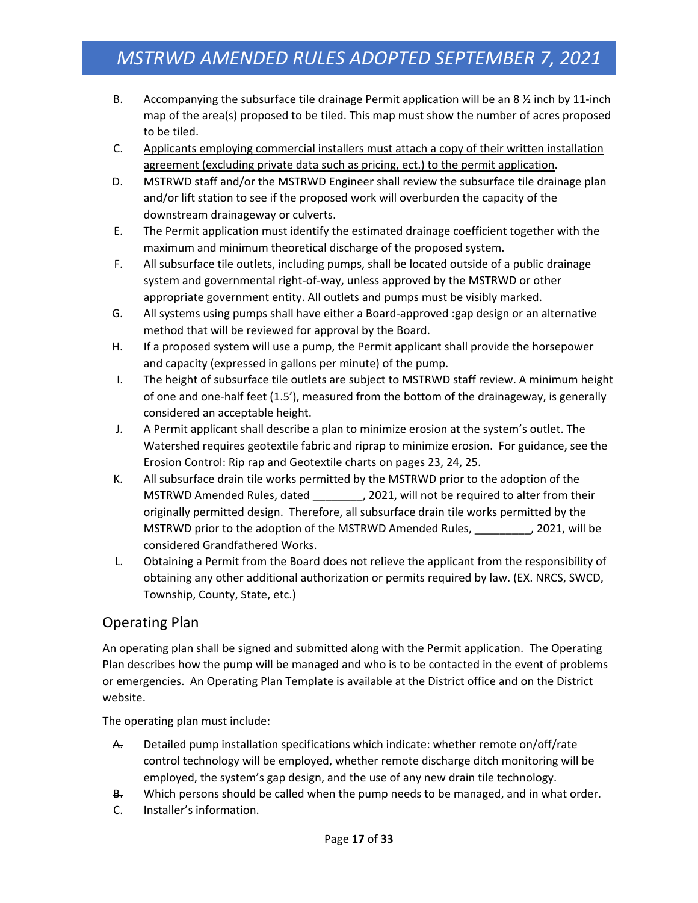B. Accompanying the subsurface tile drainage Permit application will be an 8 ½ inch by 11-inch map of the area(s) proposed to be tiled. This map must show the number of acres proposed to be tiled.

C. <u>Applicants employing commercial installers must attach a copy of their written installation agreement (excluding private data such as pricing, ect.) to the permit application</u>.

D. MSTRWD staff and/or the MSTRWD Engineer shall review the subsurface tile drainage plan and/or lift station to see if the proposed work will overburden the capacity of the downstream drainageway or culverts.

E. The Permit application must identify the estimated drainage coefficient together with the maximum and minimum theoretical discharge of the proposed system.

F. All subsurface tile outlets, including pumps, shall be located outside of a public drainage system and governmental right-of-way, unless approved by the MSTRWD or other appropriate government entity. All outlets and pumps must be visibly marked.

G. All systems using pumps shall have either a Board-approved :gap design or an alternative method that will be reviewed for approval by the Board.

H. If a proposed system will use a pump, the Permit applicant shall provide the horsepower and capacity (expressed in gallons per minute) of the pump.

I. The height of subsurface tile outlets are subject to MSTRWD staff review. A minimum height of one and one-half feet (1.5'), measured from the bottom of the drainageway, is generally considered an acceptable height.

J. A Permit applicant shall describe a plan to minimize erosion at the system's outlet. The Watershed requires geotextile fabric and riprap to minimize erosion. For guidance, see the Erosion Control: Rip rap and Geotextile charts on pages 23, 24, 25.

K. All subsurface drain tile works permitted by the MSTRWD prior to the adoption of the MSTRWD Amended Rules, dated ________, 2021, will not be required to alter from their originally permitted design. Therefore, all subsurface drain tile works permitted by the MSTRWD prior to the adoption of the MSTRWD Amended Rules, _________, 2021, will be considered Grandfathered Works.

L. Obtaining a Permit from the Board does not relieve the applicant from the responsibility of obtaining any other additional authorization or permits required by law. (EX. NRCS, SWCD, Township, County, State, etc.)

## Operating Plan

An operating plan shall be signed and submitted along with the Permit application. The Operating Plan describes how the pump will be managed and who is to be contacted in the event of problems or emergencies. An Operating Plan Template is available at the District office and on the District website.

The operating plan must include:

~~A.~~ Detailed pump installation specifications which indicate: whether remote on/off/rate control technology will be employed, whether remote discharge ditch monitoring will be employed, the system's gap design, and the use of any new drain tile technology.

~~B.~~ Which persons should be called when the pump needs to be managed, and in what order.

C. Installer's information.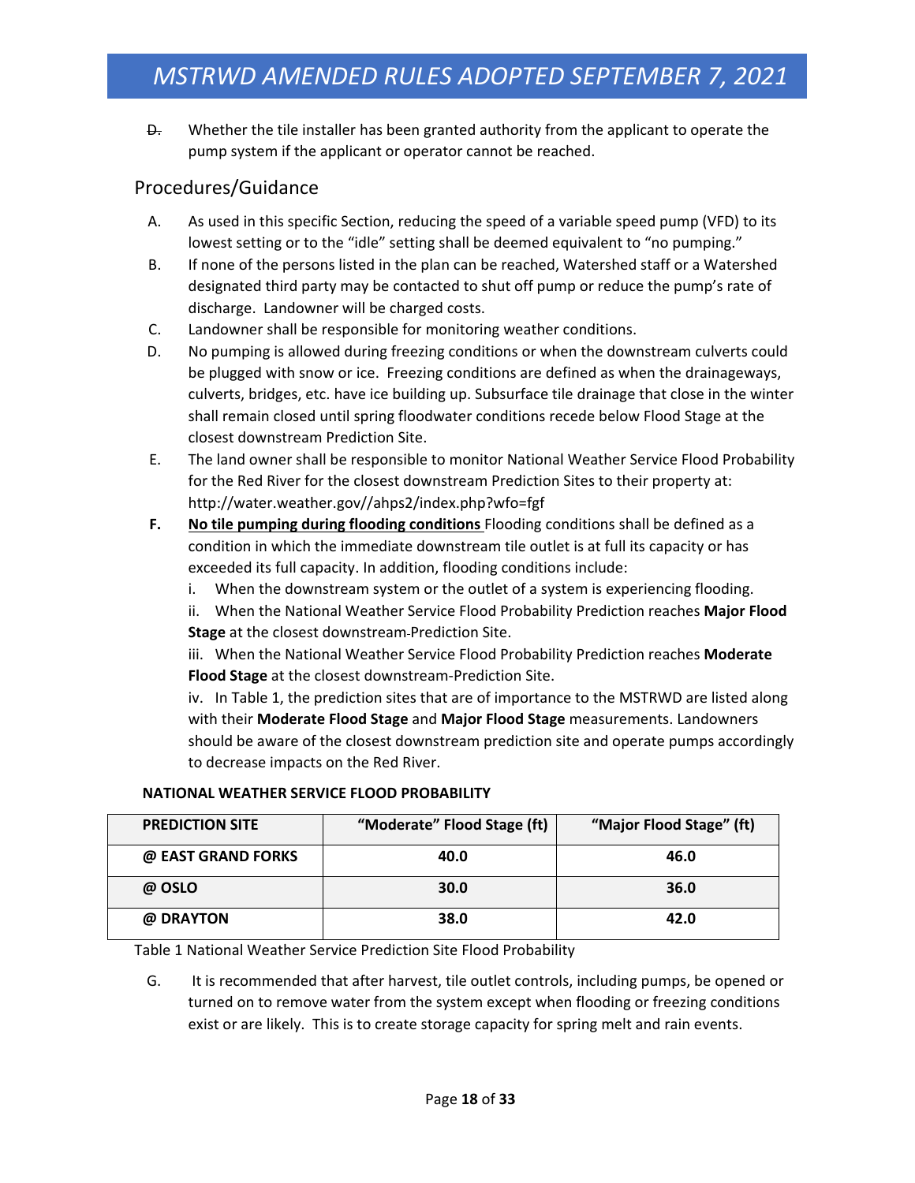~~D.~~ Whether the tile installer has been granted authority from the applicant to operate the pump system if the applicant or operator cannot be reached.

## Procedures/Guidance

A. As used in this specific Section, reducing the speed of a variable speed pump (VFD) to its lowest setting or to the "idle" setting shall be deemed equivalent to "no pumping."

B. If none of the persons listed in the plan can be reached, Watershed staff or a Watershed designated third party may be contacted to shut off pump or reduce the pump's rate of discharge. Landowner will be charged costs.

C. Landowner shall be responsible for monitoring weather conditions.

D. No pumping is allowed during freezing conditions or when the downstream culverts could be plugged with snow or ice. Freezing conditions are defined as when the drainageways, culverts, bridges, etc. have ice building up. Subsurface tile drainage that close in the winter shall remain closed until spring floodwater conditions recede below Flood Stage at the closest downstream Prediction Site.

E. The land owner shall be responsible to monitor National Weather Service Flood Probability for the Red River for the closest downstream Prediction Sites to their property at: http://water.weather.gov//ahps2/index.php?wfo=fgf

**F.** **<u>No tile pumping during flooding conditions</u>** Flooding conditions shall be defined as a condition in which the immediate downstream tile outlet is at full its capacity or has exceeded its full capacity. In addition, flooding conditions include:

i. When the downstream system or the outlet of a system is experiencing flooding.

ii. When the National Weather Service Flood Probability Prediction reaches **Major Flood Stage** at the closest downstream Prediction Site.

iii. When the National Weather Service Flood Probability Prediction reaches **Moderate Flood Stage** at the closest downstream-Prediction Site.

iv. In Table 1, the prediction sites that are of importance to the MSTRWD are listed along with their **Moderate Flood Stage** and **Major Flood Stage** measurements. Landowners should be aware of the closest downstream prediction site and operate pumps accordingly to decrease impacts on the Red River.

**NATIONAL WEATHER SERVICE FLOOD PROBABILITY**

| PREDICTION SITE | "Moderate" Flood Stage (ft) | "Major Flood Stage" (ft) |
|---|---|---|
| @ EAST GRAND FORKS | 40.0 | 46.0 |
| @ OSLO | 30.0 | 36.0 |
| @ DRAYTON | 38.0 | 42.0 |

Table 1 National Weather Service Prediction Site Flood Probability

G. It is recommended that after harvest, tile outlet controls, including pumps, be opened or turned on to remove water from the system except when flooding or freezing conditions exist or are likely. This is to create storage capacity for spring melt and rain events.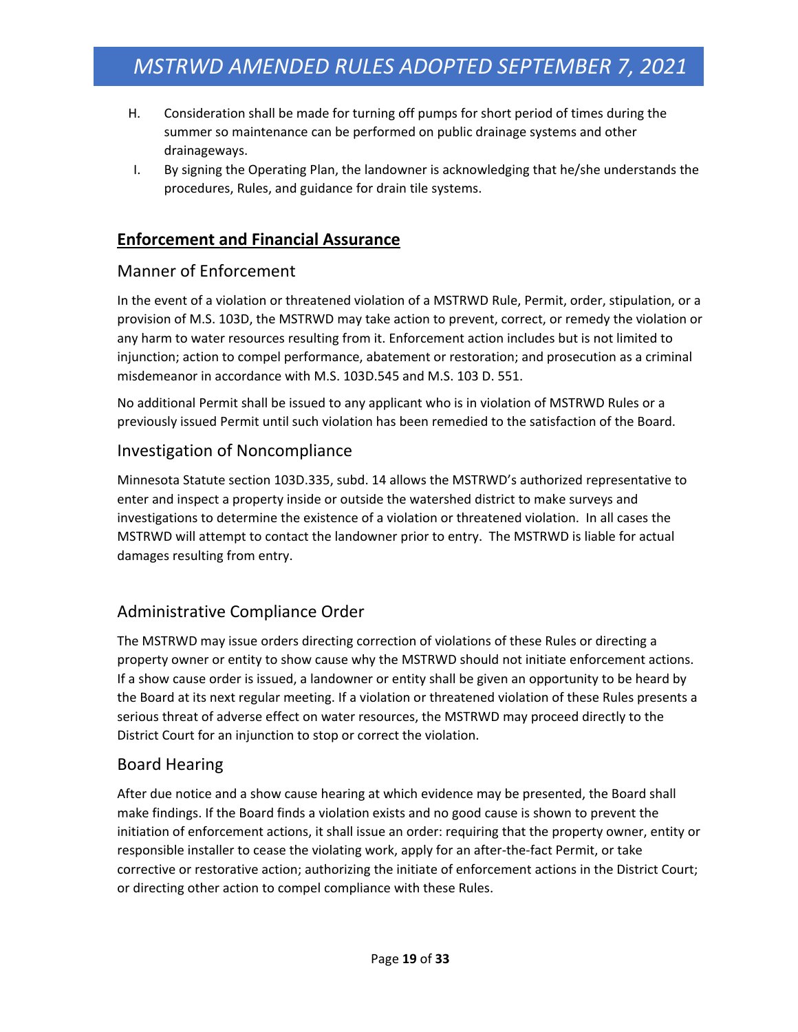H. Consideration shall be made for turning off pumps for short period of times during the summer so maintenance can be performed on public drainage systems and other drainageways.

I. By signing the Operating Plan, the landowner is acknowledging that he/she understands the procedures, Rules, and guidance for drain tile systems.

## **Enforcement and Financial Assurance**

### Manner of Enforcement

In the event of a violation or threatened violation of a MSTRWD Rule, Permit, order, stipulation, or a provision of M.S. 103D, the MSTRWD may take action to prevent, correct, or remedy the violation or any harm to water resources resulting from it. Enforcement action includes but is not limited to injunction; action to compel performance, abatement or restoration; and prosecution as a criminal misdemeanor in accordance with M.S. 103D.545 and M.S. 103 D. 551.

No additional Permit shall be issued to any applicant who is in violation of MSTRWD Rules or a previously issued Permit until such violation has been remedied to the satisfaction of the Board.

### Investigation of Noncompliance

Minnesota Statute section 103D.335, subd. 14 allows the MSTRWD's authorized representative to enter and inspect a property inside or outside the watershed district to make surveys and investigations to determine the existence of a violation or threatened violation. In all cases the MSTRWD will attempt to contact the landowner prior to entry. The MSTRWD is liable for actual damages resulting from entry.

### Administrative Compliance Order

The MSTRWD may issue orders directing correction of violations of these Rules or directing a property owner or entity to show cause why the MSTRWD should not initiate enforcement actions. If a show cause order is issued, a landowner or entity shall be given an opportunity to be heard by the Board at its next regular meeting. If a violation or threatened violation of these Rules presents a serious threat of adverse effect on water resources, the MSTRWD may proceed directly to the District Court for an injunction to stop or correct the violation.

### Board Hearing

After due notice and a show cause hearing at which evidence may be presented, the Board shall make findings. If the Board finds a violation exists and no good cause is shown to prevent the initiation of enforcement actions, it shall issue an order: requiring that the property owner, entity or responsible installer to cease the violating work, apply for an after-the-fact Permit, or take corrective or restorative action; authorizing the initiate of enforcement actions in the District Court; or directing other action to compel compliance with these Rules.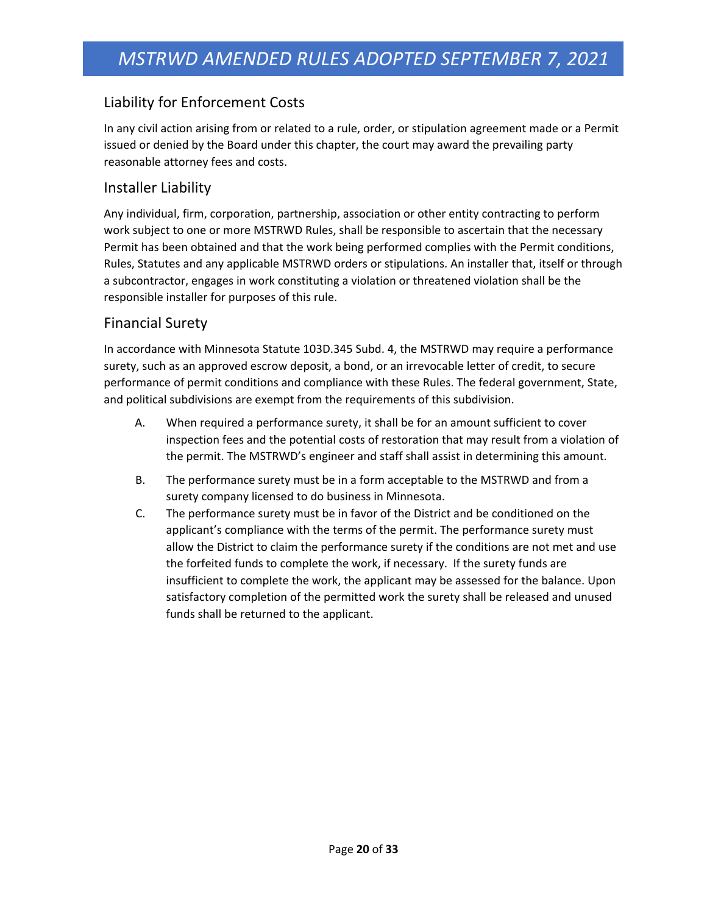## Liability for Enforcement Costs

In any civil action arising from or related to a rule, order, or stipulation agreement made or a Permit issued or denied by the Board under this chapter, the court may award the prevailing party reasonable attorney fees and costs.

## Installer Liability

Any individual, firm, corporation, partnership, association or other entity contracting to perform work subject to one or more MSTRWD Rules, shall be responsible to ascertain that the necessary Permit has been obtained and that the work being performed complies with the Permit conditions, Rules, Statutes and any applicable MSTRWD orders or stipulations. An installer that, itself or through a subcontractor, engages in work constituting a violation or threatened violation shall be the responsible installer for purposes of this rule.

## Financial Surety

In accordance with Minnesota Statute 103D.345 Subd. 4, the MSTRWD may require a performance surety, such as an approved escrow deposit, a bond, or an irrevocable letter of credit, to secure performance of permit conditions and compliance with these Rules. The federal government, State, and political subdivisions are exempt from the requirements of this subdivision.

A. When required a performance surety, it shall be for an amount sufficient to cover inspection fees and the potential costs of restoration that may result from a violation of the permit. The MSTRWD's engineer and staff shall assist in determining this amount.

B. The performance surety must be in a form acceptable to the MSTRWD and from a surety company licensed to do business in Minnesota.

C. The performance surety must be in favor of the District and be conditioned on the applicant's compliance with the terms of the permit. The performance surety must allow the District to claim the performance surety if the conditions are not met and use the forfeited funds to complete the work, if necessary. If the surety funds are insufficient to complete the work, the applicant may be assessed for the balance. Upon satisfactory completion of the permitted work the surety shall be released and unused funds shall be returned to the applicant.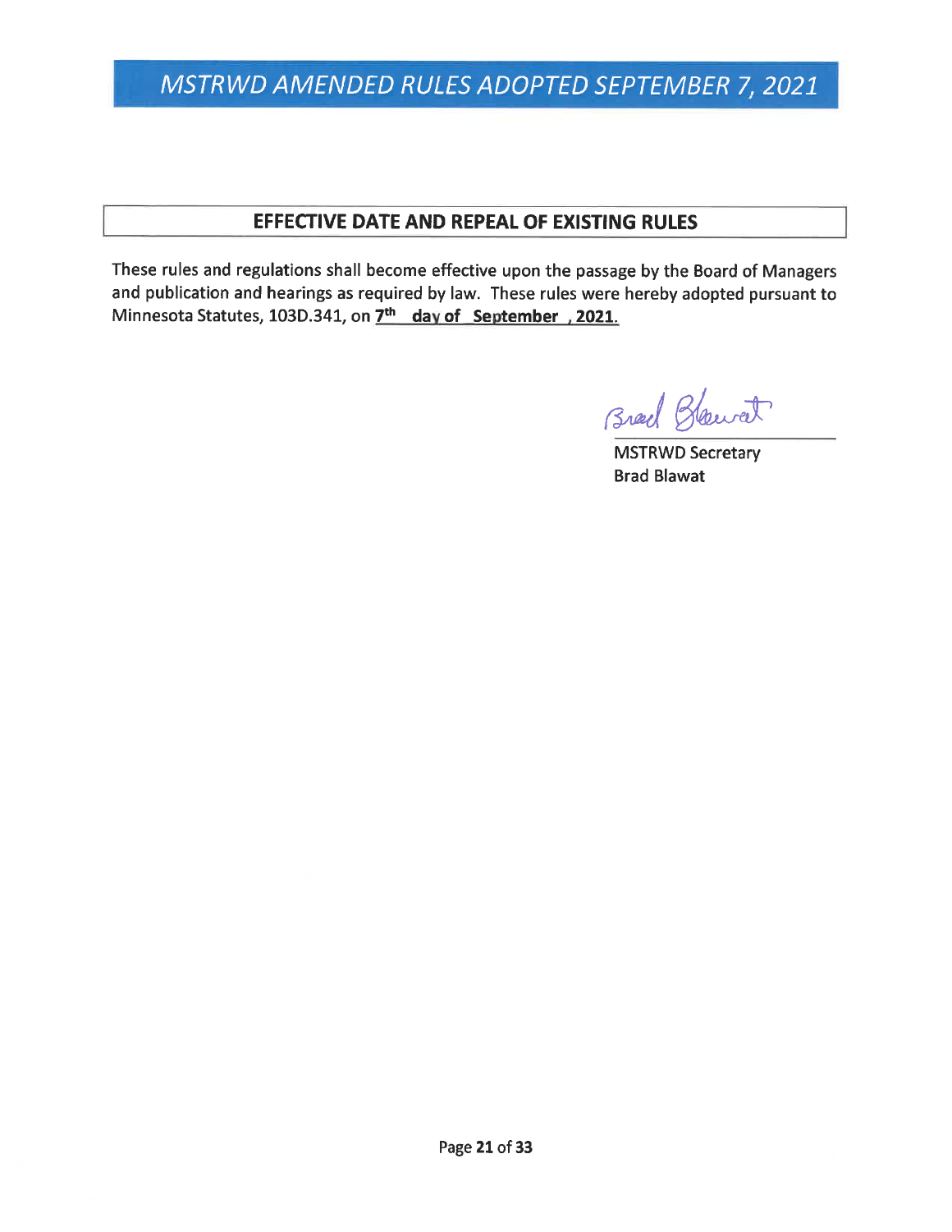## EFFECTIVE DATE AND REPEAL OF EXISTING RULES

These rules and regulations shall become effective upon the passage by the Board of Managers and publication and hearings as required by law. These rules were hereby adopted pursuant to Minnesota Statutes, 103D.341, on **7th day of September, 2021.**

Brad Blawat

MSTRWD Secretary
Brad Blawat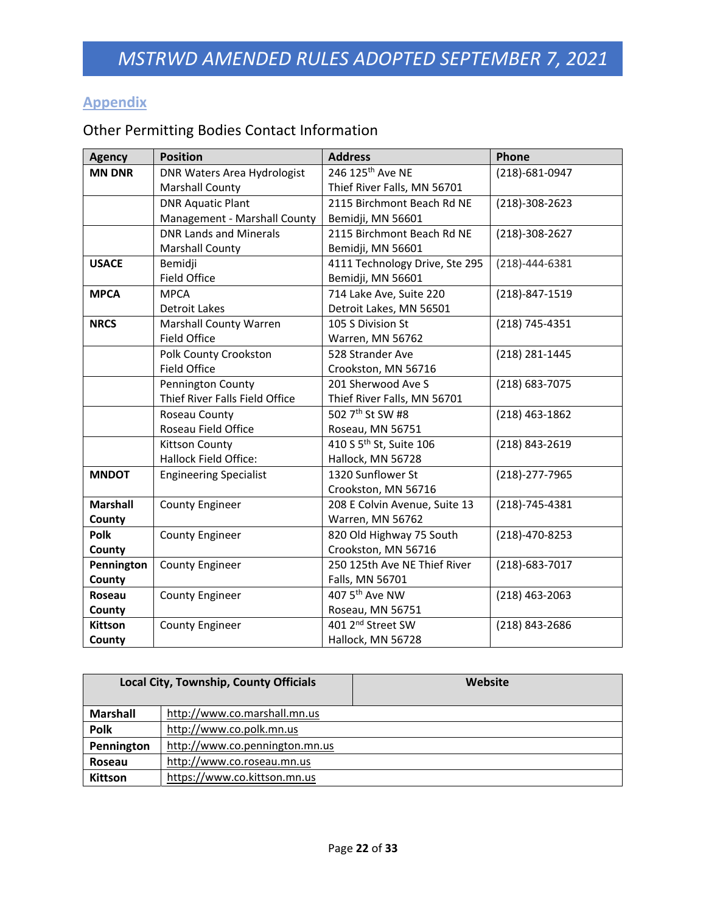## Appendix

### Other Permitting Bodies Contact Information

| Agency | Position | Address | Phone |
|---|---|---|---|
| **MN DNR** | DNR Waters Area Hydrologist Marshall County | 246 125th Ave NE Thief River Falls, MN 56701 | (218)-681-0947 |
| | DNR Aquatic Plant Management - Marshall County | 2115 Birchmont Beach Rd NE Bemidji, MN 56601 | (218)-308-2623 |
| | DNR Lands and Minerals Marshall County | 2115 Birchmont Beach Rd NE Bemidji, MN 56601 | (218)-308-2627 |
| **USACE** | Bemidji Field Office | 4111 Technology Drive, Ste 295 Bemidji, MN 56601 | (218)-444-6381 |
| **MPCA** | MPCA Detroit Lakes | 714 Lake Ave, Suite 220 Detroit Lakes, MN 56501 | (218)-847-1519 |
| **NRCS** | Marshall County Warren Field Office | 105 S Division St Warren, MN 56762 | (218) 745-4351 |
| | Polk County Crookston Field Office | 528 Strander Ave Crookston, MN 56716 | (218) 281-1445 |
| | Pennington County Thief River Falls Field Office | 201 Sherwood Ave S Thief River Falls, MN 56701 | (218) 683-7075 |
| | Roseau County Roseau Field Office | 502 7th St SW #8 Roseau, MN 56751 | (218) 463-1862 |
| | Kittson County Hallock Field Office: | 410 S 5th St, Suite 106 Hallock, MN 56728 | (218) 843-2619 |
| **MNDOT** | Engineering Specialist | 1320 Sunflower St Crookston, MN 56716 | (218)-277-7965 |
| **Marshall County** | County Engineer | 208 E Colvin Avenue, Suite 13 Warren, MN 56762 | (218)-745-4381 |
| **Polk County** | County Engineer | 820 Old Highway 75 South Crookston, MN 56716 | (218)-470-8253 |
| **Pennington County** | County Engineer | 250 125th Ave NE Thief River Falls, MN 56701 | (218)-683-7017 |
| **Roseau County** | County Engineer | 407 5th Ave NW Roseau, MN 56751 | (218) 463-2063 |
| **Kittson County** | County Engineer | 401 2nd Street SW Hallock, MN 56728 | (218) 843-2686 |

| Local City, Township, County Officials | Website |
|---|---|
| **Marshall** | http://www.co.marshall.mn.us |
| **Polk** | http://www.co.polk.mn.us |
| **Pennington** | http://www.co.pennington.mn.us |
| **Roseau** | http://www.co.roseau.mn.us |
| **Kittson** | https://www.co.kittson.mn.us |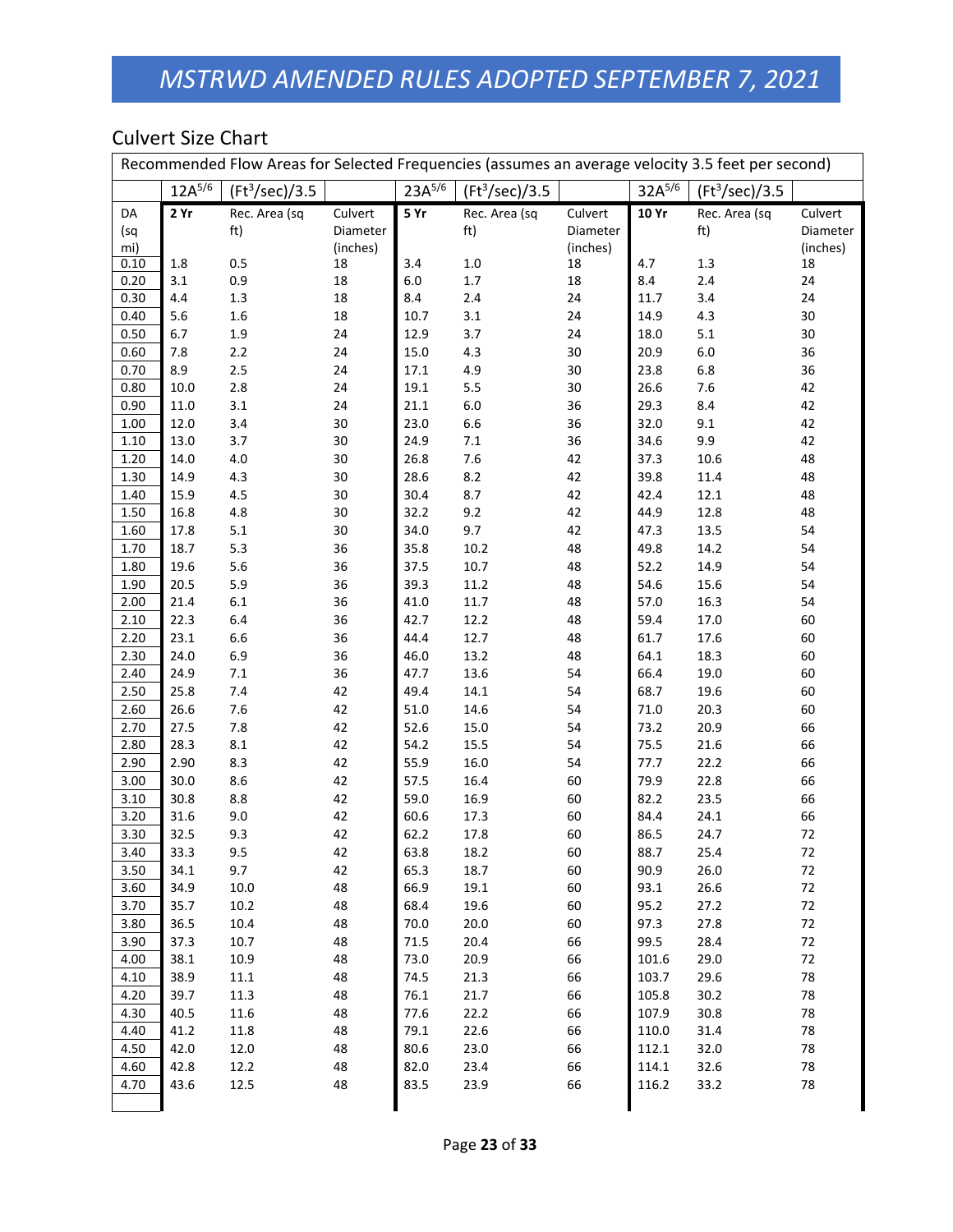## Culvert Size Chart

| Recommended Flow Areas for Selected Frequencies (assumes an average velocity 3.5 feet per second) | | | | | | | | | |
|---|---|---|---|---|---|---|---|---|---|
| | $12A^{5/6}$ | $(Ft^3/sec)/3.5$ | | $23A^{5/6}$ | $(Ft^3/sec)/3.5$ | | $32A^{5/6}$ | $(Ft^3/sec)/3.5$ | |
| DA (sq mi) | **2 Yr** | Rec. Area (sq ft) | Culvert Diameter (inches) | **5 Yr** | Rec. Area (sq ft) | Culvert Diameter (inches) | **10 Yr** | Rec. Area (sq ft) | Culvert Diameter (inches) |
| 0.10 | 1.8 | 0.5 | 18 | 3.4 | 1.0 | 18 | 4.7 | 1.3 | 18 |
| 0.20 | 3.1 | 0.9 | 18 | 6.0 | 1.7 | 18 | 8.4 | 2.4 | 24 |
| 0.30 | 4.4 | 1.3 | 18 | 8.4 | 2.4 | 24 | 11.7 | 3.4 | 24 |
| 0.40 | 5.6 | 1.6 | 18 | 10.7 | 3.1 | 24 | 14.9 | 4.3 | 30 |
| 0.50 | 6.7 | 1.9 | 24 | 12.9 | 3.7 | 24 | 18.0 | 5.1 | 30 |
| 0.60 | 7.8 | 2.2 | 24 | 15.0 | 4.3 | 30 | 20.9 | 6.0 | 36 |
| 0.70 | 8.9 | 2.5 | 24 | 17.1 | 4.9 | 30 | 23.8 | 6.8 | 36 |
| 0.80 | 10.0 | 2.8 | 24 | 19.1 | 5.5 | 30 | 26.6 | 7.6 | 42 |
| 0.90 | 11.0 | 3.1 | 24 | 21.1 | 6.0 | 36 | 29.3 | 8.4 | 42 |
| 1.00 | 12.0 | 3.4 | 30 | 23.0 | 6.6 | 36 | 32.0 | 9.1 | 42 |
| 1.10 | 13.0 | 3.7 | 30 | 24.9 | 7.1 | 36 | 34.6 | 9.9 | 42 |
| 1.20 | 14.0 | 4.0 | 30 | 26.8 | 7.6 | 42 | 37.3 | 10.6 | 48 |
| 1.30 | 14.9 | 4.3 | 30 | 28.6 | 8.2 | 42 | 39.8 | 11.4 | 48 |
| 1.40 | 15.9 | 4.5 | 30 | 30.4 | 8.7 | 42 | 42.4 | 12.1 | 48 |
| 1.50 | 16.8 | 4.8 | 30 | 32.2 | 9.2 | 42 | 44.9 | 12.8 | 48 |
| 1.60 | 17.8 | 5.1 | 30 | 34.0 | 9.7 | 42 | 47.3 | 13.5 | 54 |
| 1.70 | 18.7 | 5.3 | 36 | 35.8 | 10.2 | 48 | 49.8 | 14.2 | 54 |
| 1.80 | 19.6 | 5.6 | 36 | 37.5 | 10.7 | 48 | 52.2 | 14.9 | 54 |
| 1.90 | 20.5 | 5.9 | 36 | 39.3 | 11.2 | 48 | 54.6 | 15.6 | 54 |
| 2.00 | 21.4 | 6.1 | 36 | 41.0 | 11.7 | 48 | 57.0 | 16.3 | 54 |
| 2.10 | 22.3 | 6.4 | 36 | 42.7 | 12.2 | 48 | 59.4 | 17.0 | 60 |
| 2.20 | 23.1 | 6.6 | 36 | 44.4 | 12.7 | 48 | 61.7 | 17.6 | 60 |
| 2.30 | 24.0 | 6.9 | 36 | 46.0 | 13.2 | 48 | 64.1 | 18.3 | 60 |
| 2.40 | 24.9 | 7.1 | 36 | 47.7 | 13.6 | 54 | 66.4 | 19.0 | 60 |
| 2.50 | 25.8 | 7.4 | 42 | 49.4 | 14.1 | 54 | 68.7 | 19.6 | 60 |
| 2.60 | 26.6 | 7.6 | 42 | 51.0 | 14.6 | 54 | 71.0 | 20.3 | 60 |
| 2.70 | 27.5 | 7.8 | 42 | 52.6 | 15.0 | 54 | 73.2 | 20.9 | 66 |
| 2.80 | 28.3 | 8.1 | 42 | 54.2 | 15.5 | 54 | 75.5 | 21.6 | 66 |
| 2.90 | 2.90 | 8.3 | 42 | 55.9 | 16.0 | 54 | 77.7 | 22.2 | 66 |
| 3.00 | 30.0 | 8.6 | 42 | 57.5 | 16.4 | 60 | 79.9 | 22.8 | 66 |
| 3.10 | 30.8 | 8.8 | 42 | 59.0 | 16.9 | 60 | 82.2 | 23.5 | 66 |
| 3.20 | 31.6 | 9.0 | 42 | 60.6 | 17.3 | 60 | 84.4 | 24.1 | 66 |
| 3.30 | 32.5 | 9.3 | 42 | 62.2 | 17.8 | 60 | 86.5 | 24.7 | 72 |
| 3.40 | 33.3 | 9.5 | 42 | 63.8 | 18.2 | 60 | 88.7 | 25.4 | 72 |
| 3.50 | 34.1 | 9.7 | 42 | 65.3 | 18.7 | 60 | 90.9 | 26.0 | 72 |
| 3.60 | 34.9 | 10.0 | 48 | 66.9 | 19.1 | 60 | 93.1 | 26.6 | 72 |
| 3.70 | 35.7 | 10.2 | 48 | 68.4 | 19.6 | 60 | 95.2 | 27.2 | 72 |
| 3.80 | 36.5 | 10.4 | 48 | 70.0 | 20.0 | 60 | 97.3 | 27.8 | 72 |
| 3.90 | 37.3 | 10.7 | 48 | 71.5 | 20.4 | 66 | 99.5 | 28.4 | 72 |
| 4.00 | 38.1 | 10.9 | 48 | 73.0 | 20.9 | 66 | 101.6 | 29.0 | 72 |
| 4.10 | 38.9 | 11.1 | 48 | 74.5 | 21.3 | 66 | 103.7 | 29.6 | 78 |
| 4.20 | 39.7 | 11.3 | 48 | 76.1 | 21.7 | 66 | 105.8 | 30.2 | 78 |
| 4.30 | 40.5 | 11.6 | 48 | 77.6 | 22.2 | 66 | 107.9 | 30.8 | 78 |
| 4.40 | 41.2 | 11.8 | 48 | 79.1 | 22.6 | 66 | 110.0 | 31.4 | 78 |
| 4.50 | 42.0 | 12.0 | 48 | 80.6 | 23.0 | 66 | 112.1 | 32.0 | 78 |
| 4.60 | 42.8 | 12.2 | 48 | 82.0 | 23.4 | 66 | 114.1 | 32.6 | 78 |
| 4.70 | 43.6 | 12.5 | 48 | 83.5 | 23.9 | 66 | 116.2 | 33.2 | 78 |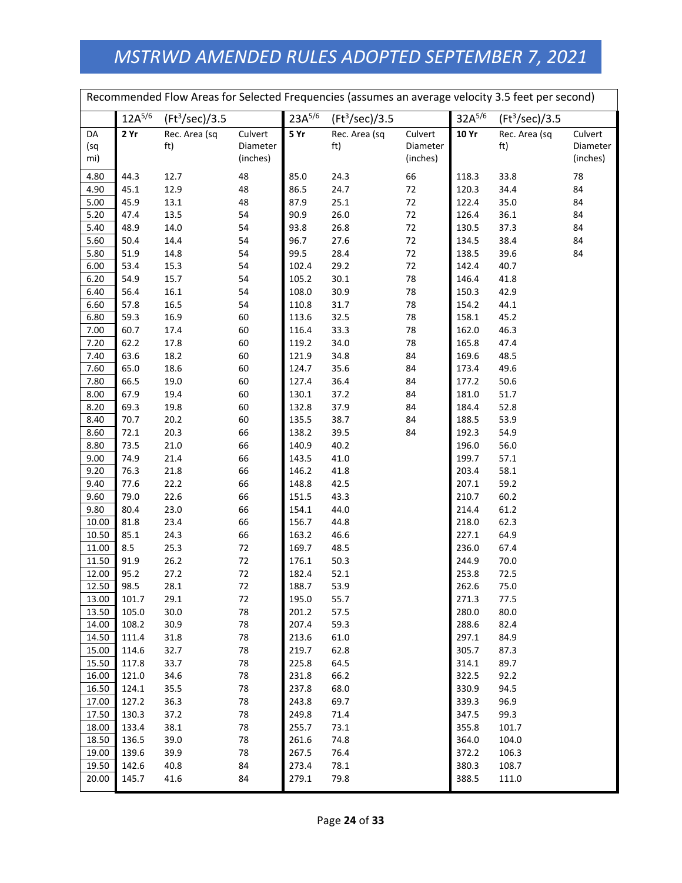| Recommended Flow Areas for Selected Frequencies (assumes an average velocity 3.5 feet per second) | | | | | | | | | |
|---|---|---|---|---|---|---|---|---|---|
| | $12A^{5/6}$ | $(Ft^3/sec)/3.5$ | | $23A^{5/6}$ | $(Ft^3/sec)/3.5$ | | $32A^{5/6}$ | $(Ft^3/sec)/3.5$ | |
| DA (sq mi) | **2 Yr** | Rec. Area (sq ft) | Culvert Diameter (inches) | **5 Yr** | Rec. Area (sq ft) | Culvert Diameter (inches) | **10 Yr** | Rec. Area (sq ft) | Culvert Diameter (inches) |
| 4.80 | 44.3 | 12.7 | 48 | 85.0 | 24.3 | 66 | 118.3 | 33.8 | 78 |
| 4.90 | 45.1 | 12.9 | 48 | 86.5 | 24.7 | 72 | 120.3 | 34.4 | 84 |
| 5.00 | 45.9 | 13.1 | 48 | 87.9 | 25.1 | 72 | 122.4 | 35.0 | 84 |
| 5.20 | 47.4 | 13.5 | 54 | 90.9 | 26.0 | 72 | 126.4 | 36.1 | 84 |
| 5.40 | 48.9 | 14.0 | 54 | 93.8 | 26.8 | 72 | 130.5 | 37.3 | 84 |
| 5.60 | 50.4 | 14.4 | 54 | 96.7 | 27.6 | 72 | 134.5 | 38.4 | 84 |
| 5.80 | 51.9 | 14.8 | 54 | 99.5 | 28.4 | 72 | 138.5 | 39.6 | 84 |
| 6.00 | 53.4 | 15.3 | 54 | 102.4 | 29.2 | 72 | 142.4 | 40.7 | |
| 6.20 | 54.9 | 15.7 | 54 | 105.2 | 30.1 | 78 | 146.4 | 41.8 | |
| 6.40 | 56.4 | 16.1 | 54 | 108.0 | 30.9 | 78 | 150.3 | 42.9 | |
| 6.60 | 57.8 | 16.5 | 54 | 110.8 | 31.7 | 78 | 154.2 | 44.1 | |
| 6.80 | 59.3 | 16.9 | 60 | 113.6 | 32.5 | 78 | 158.1 | 45.2 | |
| 7.00 | 60.7 | 17.4 | 60 | 116.4 | 33.3 | 78 | 162.0 | 46.3 | |
| 7.20 | 62.2 | 17.8 | 60 | 119.2 | 34.0 | 78 | 165.8 | 47.4 | |
| 7.40 | 63.6 | 18.2 | 60 | 121.9 | 34.8 | 84 | 169.6 | 48.5 | |
| 7.60 | 65.0 | 18.6 | 60 | 124.7 | 35.6 | 84 | 173.4 | 49.6 | |
| 7.80 | 66.5 | 19.0 | 60 | 127.4 | 36.4 | 84 | 177.2 | 50.6 | |
| 8.00 | 67.9 | 19.4 | 60 | 130.1 | 37.2 | 84 | 181.0 | 51.7 | |
| 8.20 | 69.3 | 19.8 | 60 | 132.8 | 37.9 | 84 | 184.4 | 52.8 | |
| 8.40 | 70.7 | 20.2 | 60 | 135.5 | 38.7 | 84 | 188.5 | 53.9 | |
| 8.60 | 72.1 | 20.3 | 66 | 138.2 | 39.5 | 84 | 192.3 | 54.9 | |
| 8.80 | 73.5 | 21.0 | 66 | 140.9 | 40.2 | | 196.0 | 56.0 | |
| 9.00 | 74.9 | 21.4 | 66 | 143.5 | 41.0 | | 199.7 | 57.1 | |
| 9.20 | 76.3 | 21.8 | 66 | 146.2 | 41.8 | | 203.4 | 58.1 | |
| 9.40 | 77.6 | 22.2 | 66 | 148.8 | 42.5 | | 207.1 | 59.2 | |
| 9.60 | 79.0 | 22.6 | 66 | 151.5 | 43.3 | | 210.7 | 60.2 | |
| 9.80 | 80.4 | 23.0 | 66 | 154.1 | 44.0 | | 214.4 | 61.2 | |
| 10.00 | 81.8 | 23.4 | 66 | 156.7 | 44.8 | | 218.0 | 62.3 | |
| 10.50 | 85.1 | 24.3 | 66 | 163.2 | 46.6 | | 227.1 | 64.9 | |
| 11.00 | 8.5 | 25.3 | 72 | 169.7 | 48.5 | | 236.0 | 67.4 | |
| 11.50 | 91.9 | 26.2 | 72 | 176.1 | 50.3 | | 244.9 | 70.0 | |
| 12.00 | 95.2 | 27.2 | 72 | 182.4 | 52.1 | | 253.8 | 72.5 | |
| 12.50 | 98.5 | 28.1 | 72 | 188.7 | 53.9 | | 262.6 | 75.0 | |
| 13.00 | 101.7 | 29.1 | 72 | 195.0 | 55.7 | | 271.3 | 77.5 | |
| 13.50 | 105.0 | 30.0 | 78 | 201.2 | 57.5 | | 280.0 | 80.0 | |
| 14.00 | 108.2 | 30.9 | 78 | 207.4 | 59.3 | | 288.6 | 82.4 | |
| 14.50 | 111.4 | 31.8 | 78 | 213.6 | 61.0 | | 297.1 | 84.9 | |
| 15.00 | 114.6 | 32.7 | 78 | 219.7 | 62.8 | | 305.7 | 87.3 | |
| 15.50 | 117.8 | 33.7 | 78 | 225.8 | 64.5 | | 314.1 | 89.7 | |
| 16.00 | 121.0 | 34.6 | 78 | 231.8 | 66.2 | | 322.5 | 92.2 | |
| 16.50 | 124.1 | 35.5 | 78 | 237.8 | 68.0 | | 330.9 | 94.5 | |
| 17.00 | 127.2 | 36.3 | 78 | 243.8 | 69.7 | | 339.3 | 96.9 | |
| 17.50 | 130.3 | 37.2 | 78 | 249.8 | 71.4 | | 347.5 | 99.3 | |
| 18.00 | 133.4 | 38.1 | 78 | 255.7 | 73.1 | | 355.8 | 101.7 | |
| 18.50 | 136.5 | 39.0 | 78 | 261.6 | 74.8 | | 364.0 | 104.0 | |
| 19.00 | 139.6 | 39.9 | 78 | 267.5 | 76.4 | | 372.2 | 106.3 | |
| 19.50 | 142.6 | 40.8 | 84 | 273.4 | 78.1 | | 380.3 | 108.7 | |
| 20.00 | 145.7 | 41.6 | 84 | 279.1 | 79.8 | | 388.5 | 111.0 | |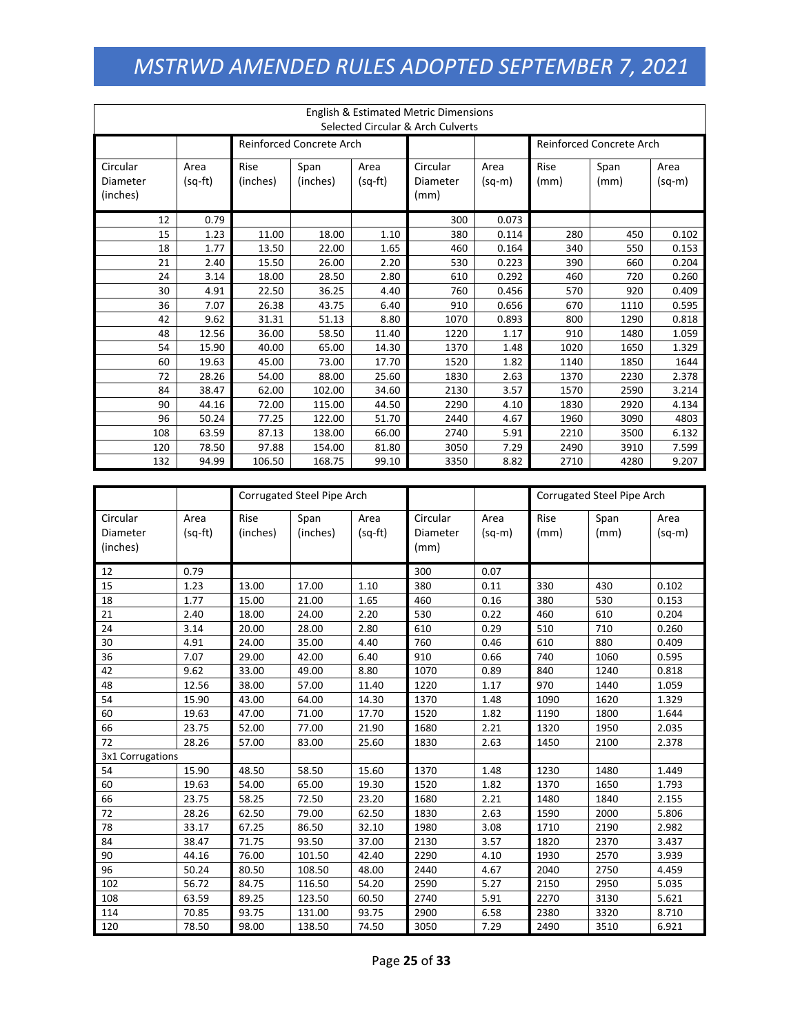| English & Estimated Metric Dimensions Selected Circular & Arch Culverts | | | | | | | | | |
|---|---|---|---|---|---|---|---|---|---|
| | | Reinforced Concrete Arch | | | | | Reinforced Concrete Arch | | |
| Circular Diameter (inches) | Area (sq-ft) | Rise (inches) | Span (inches) | Area (sq-ft) | Circular Diameter (mm) | Area (sq-m) | Rise (mm) | Span (mm) | Area (sq-m) |
| 12 | 0.79 | | | | 300 | 0.073 | | | |
| 15 | 1.23 | 11.00 | 18.00 | 1.10 | 380 | 0.114 | 280 | 450 | 0.102 |
| 18 | 1.77 | 13.50 | 22.00 | 1.65 | 460 | 0.164 | 340 | 550 | 0.153 |
| 21 | 2.40 | 15.50 | 26.00 | 2.20 | 530 | 0.223 | 390 | 660 | 0.204 |
| 24 | 3.14 | 18.00 | 28.50 | 2.80 | 610 | 0.292 | 460 | 720 | 0.260 |
| 30 | 4.91 | 22.50 | 36.25 | 4.40 | 760 | 0.456 | 570 | 920 | 0.409 |
| 36 | 7.07 | 26.38 | 43.75 | 6.40 | 910 | 0.656 | 670 | 1110 | 0.595 |
| 42 | 9.62 | 31.31 | 51.13 | 8.80 | 1070 | 0.893 | 800 | 1290 | 0.818 |
| 48 | 12.56 | 36.00 | 58.50 | 11.40 | 1220 | 1.17 | 910 | 1480 | 1.059 |
| 54 | 15.90 | 40.00 | 65.00 | 14.30 | 1370 | 1.48 | 1020 | 1650 | 1.329 |
| 60 | 19.63 | 45.00 | 73.00 | 17.70 | 1520 | 1.82 | 1140 | 1850 | 1644 |
| 72 | 28.26 | 54.00 | 88.00 | 25.60 | 1830 | 2.63 | 1370 | 2230 | 2.378 |
| 84 | 38.47 | 62.00 | 102.00 | 34.60 | 2130 | 3.57 | 1570 | 2590 | 3.214 |
| 90 | 44.16 | 72.00 | 115.00 | 44.50 | 2290 | 4.10 | 1830 | 2920 | 4.134 |
| 96 | 50.24 | 77.25 | 122.00 | 51.70 | 2440 | 4.67 | 1960 | 3090 | 4803 |
| 108 | 63.59 | 87.13 | 138.00 | 66.00 | 2740 | 5.91 | 2210 | 3500 | 6.132 |
| 120 | 78.50 | 97.88 | 154.00 | 81.80 | 3050 | 7.29 | 2490 | 3910 | 7.599 |
| 132 | 94.99 | 106.50 | 168.75 | 99.10 | 3350 | 8.82 | 2710 | 4280 | 9.207 |

| | | Corrugated Steel Pipe Arch | | | | | Corrugated Steel Pipe Arch | | |
|---|---|---|---|---|---|---|---|---|---|
| Circular Diameter (inches) | Area (sq-ft) | Rise (inches) | Span (inches) | Area (sq-ft) | Circular Diameter (mm) | Area (sq-m) | Rise (mm) | Span (mm) | Area (sq-m) |
| 12 | 0.79 | | | | 300 | 0.07 | | | |
| 15 | 1.23 | 13.00 | 17.00 | 1.10 | 380 | 0.11 | 330 | 430 | 0.102 |
| 18 | 1.77 | 15.00 | 21.00 | 1.65 | 460 | 0.16 | 380 | 530 | 0.153 |
| 21 | 2.40 | 18.00 | 24.00 | 2.20 | 530 | 0.22 | 460 | 610 | 0.204 |
| 24 | 3.14 | 20.00 | 28.00 | 2.80 | 610 | 0.29 | 510 | 710 | 0.260 |
| 30 | 4.91 | 24.00 | 35.00 | 4.40 | 760 | 0.46 | 610 | 880 | 0.409 |
| 36 | 7.07 | 29.00 | 42.00 | 6.40 | 910 | 0.66 | 740 | 1060 | 0.595 |
| 42 | 9.62 | 33.00 | 49.00 | 8.80 | 1070 | 0.89 | 840 | 1240 | 0.818 |
| 48 | 12.56 | 38.00 | 57.00 | 11.40 | 1220 | 1.17 | 970 | 1440 | 1.059 |
| 54 | 15.90 | 43.00 | 64.00 | 14.30 | 1370 | 1.48 | 1090 | 1620 | 1.329 |
| 60 | 19.63 | 47.00 | 71.00 | 17.70 | 1520 | 1.82 | 1190 | 1800 | 1.644 |
| 66 | 23.75 | 52.00 | 77.00 | 21.90 | 1680 | 2.21 | 1320 | 1950 | 2.035 |
| 72 | 28.26 | 57.00 | 83.00 | 25.60 | 1830 | 2.63 | 1450 | 2100 | 2.378 |
| 3x1 Corrugations | | | | | | | | | |
| 54 | 15.90 | 48.50 | 58.50 | 15.60 | 1370 | 1.48 | 1230 | 1480 | 1.449 |
| 60 | 19.63 | 54.00 | 65.00 | 19.30 | 1520 | 1.82 | 1370 | 1650 | 1.793 |
| 66 | 23.75 | 58.25 | 72.50 | 23.20 | 1680 | 2.21 | 1480 | 1840 | 2.155 |
| 72 | 28.26 | 62.50 | 79.00 | 62.50 | 1830 | 2.63 | 1590 | 2000 | 5.806 |
| 78 | 33.17 | 67.25 | 86.50 | 32.10 | 1980 | 3.08 | 1710 | 2190 | 2.982 |
| 84 | 38.47 | 71.75 | 93.50 | 37.00 | 2130 | 3.57 | 1820 | 2370 | 3.437 |
| 90 | 44.16 | 76.00 | 101.50 | 42.40 | 2290 | 4.10 | 1930 | 2570 | 3.939 |
| 96 | 50.24 | 80.50 | 108.50 | 48.00 | 2440 | 4.67 | 2040 | 2750 | 4.459 |
| 102 | 56.72 | 84.75 | 116.50 | 54.20 | 2590 | 5.27 | 2150 | 2950 | 5.035 |
| 108 | 63.59 | 89.25 | 123.50 | 60.50 | 2740 | 5.91 | 2270 | 3130 | 5.621 |
| 114 | 70.85 | 93.75 | 131.00 | 93.75 | 2900 | 6.58 | 2380 | 3320 | 8.710 |
| 120 | 78.50 | 98.00 | 138.50 | 74.50 | 3050 | 7.29 | 2490 | 3510 | 6.921 |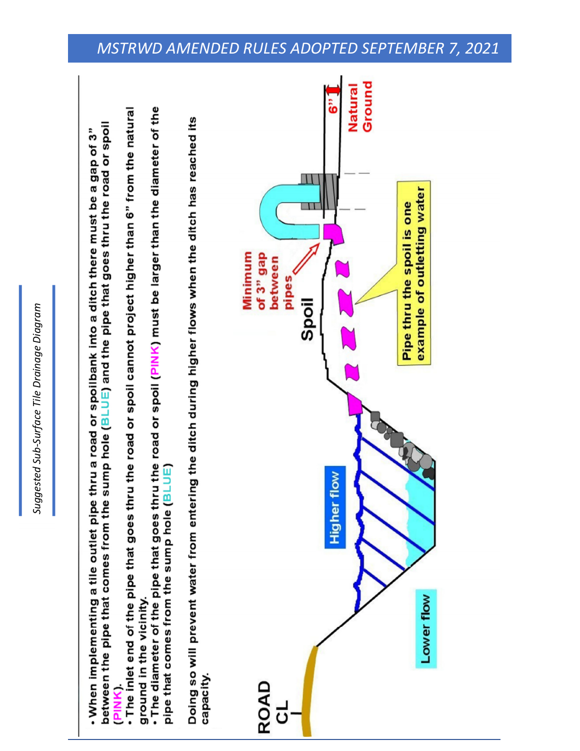*Suggested Sub-Surface Tile Drainage Diagram*

- When implementing a tile outlet pipe thru a road or spoilbank into a ditch there must be a gap of 3" between the pipe that comes from the sump hole (BLUE) and the pipe that goes thru the road or spoil (PINK).
- The inlet end of the pipe that goes thru the road or spoil cannot project higher than 6" from the natural ground in the vicinity.
- The diameter of the pipe that goes thru the road or spoil (PINK) must be larger than the diameter of the pipe that comes from the sump hole (BLUE)

Doing so will prevent water from entering the ditch during higher flows when the ditch has reached its capacity.

ROAD
CL

Lower flow

Higher flow

Spoil

Minimum of 3" gap between pipes

Pipe thru the spoil is one example of outletting water

6"

Natural Ground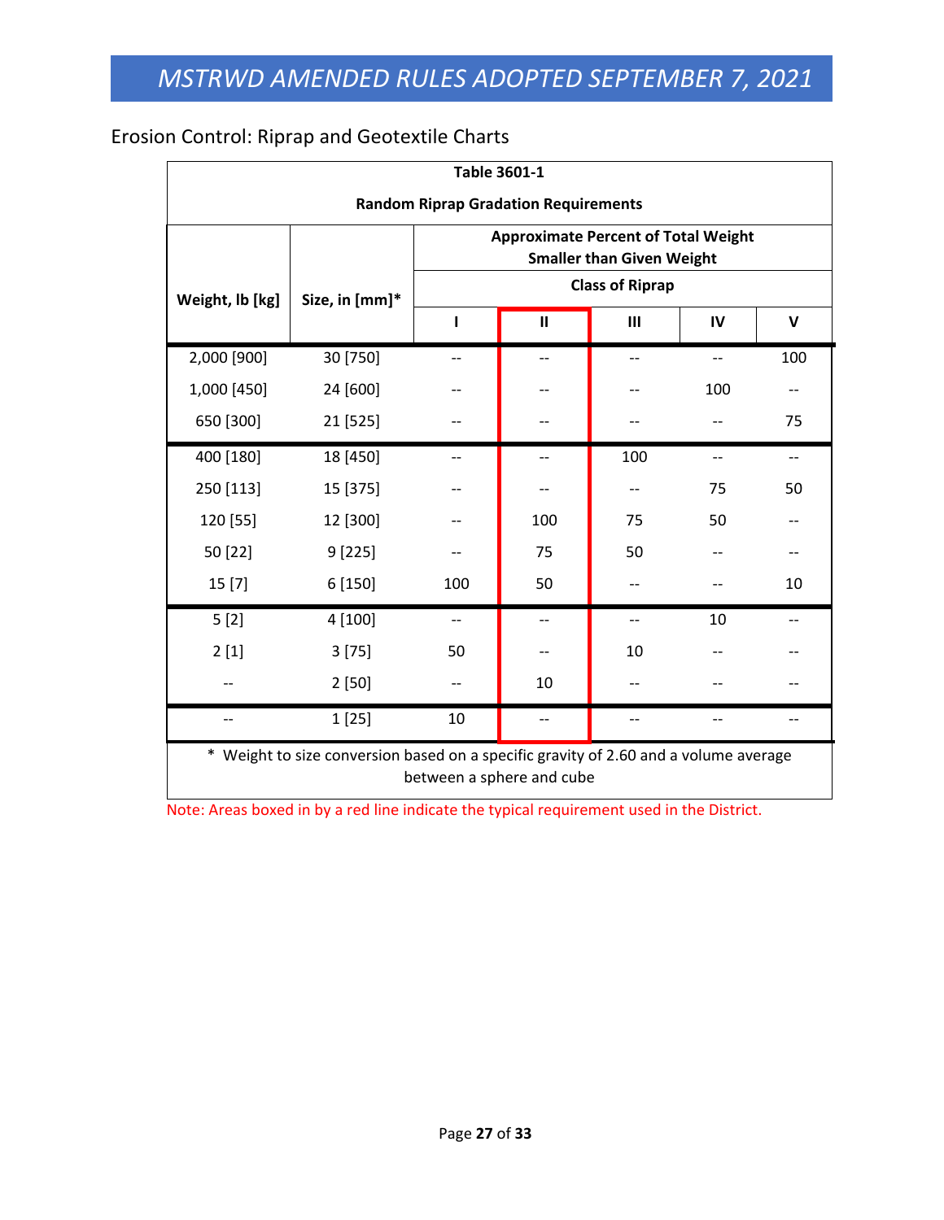## Erosion Control: Riprap and Geotextile Charts

**Table 3601-1**

**Random Riprap Gradation Requirements**

| Weight, lb [kg] | Size, in [mm]* | Approximate Percent of Total Weight Smaller than Given Weight | | | | |
|---|---|---|---|---|---|---|
| | | Class of Riprap | | | | |
| | | I | II | III | IV | V |
| 2,000 [900] | 30 [750] | -- | -- | -- | -- | 100 |
| 1,000 [450] | 24 [600] | -- | -- | -- | 100 | -- |
| 650 [300] | 21 [525] | -- | -- | -- | -- | 75 |
| 400 [180] | 18 [450] | -- | -- | 100 | -- | -- |
| 250 [113] | 15 [375] | -- | -- | -- | 75 | 50 |
| 120 [55] | 12 [300] | -- | 100 | 75 | 50 | -- |
| 50 [22] | 9 [225] | -- | 75 | 50 | -- | -- |
| 15 [7] | 6 [150] | 100 | 50 | -- | -- | 10 |
| 5 [2] | 4 [100] | -- | -- | -- | 10 | -- |
| 2 [1] | 3 [75] | 50 | -- | 10 | -- | -- |
| -- | 2 [50] | -- | 10 | -- | -- | -- |
| -- | 1 [25] | 10 | -- | -- | -- | -- |

\* Weight to size conversion based on a specific gravity of 2.60 and a volume average between a sphere and cube

Note: Areas boxed in by a red line indicate the typical requirement used in the District.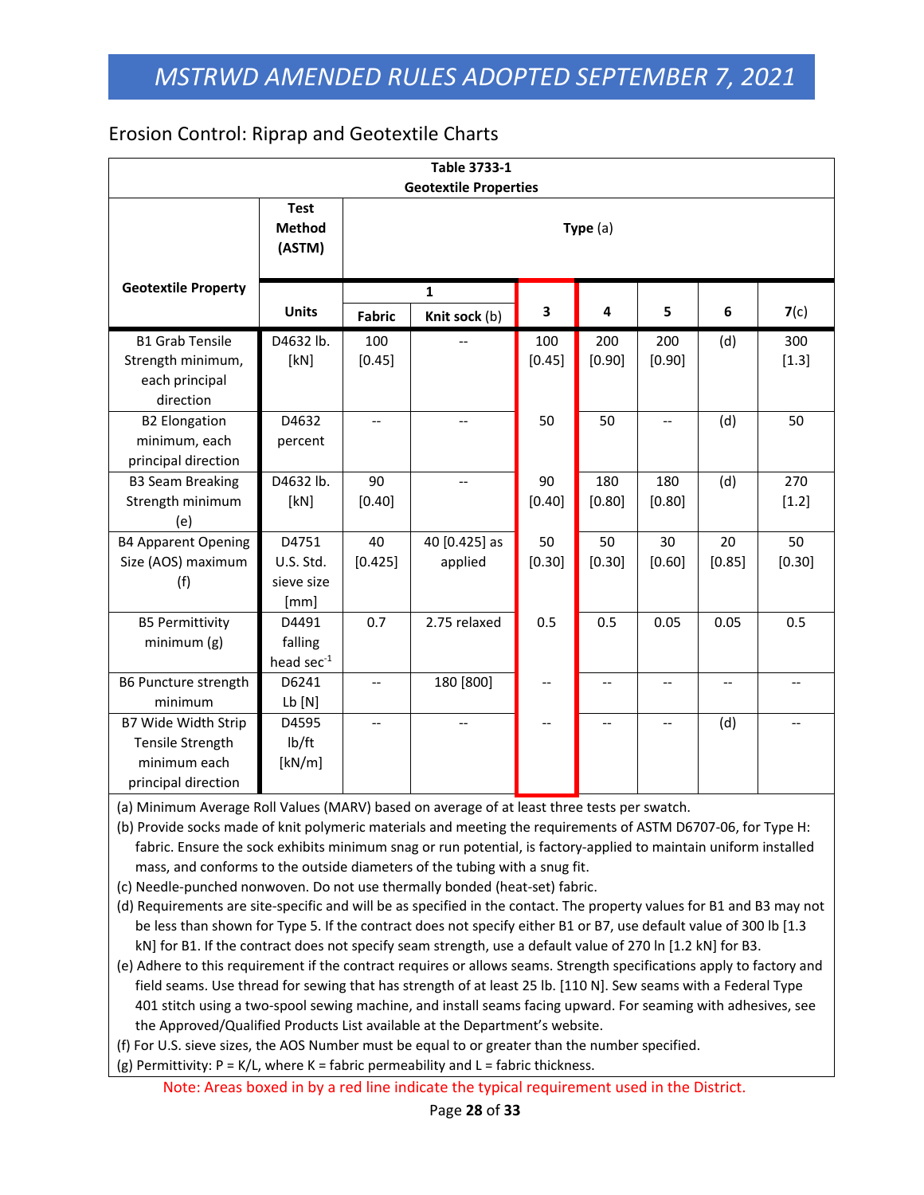## Erosion Control: Riprap and Geotextile Charts

**Table 3733-1**
**Geotextile Properties**

| Geotextile Property | Test Method (ASTM) Units | Type (a) 1 Fabric | 1 Knit sock (b) | 3 | 4 | 5 | 6 | 7(c) |
|---|---|---|---|---|---|---|---|---|
| B1 Grab Tensile Strength minimum, each principal direction | D4632 lb. [kN] | 100 [0.45] | -- | 100 [0.45] | 200 [0.90] | 200 [0.90] | (d) | 300 [1.3] |
| B2 Elongation minimum, each principal direction | D4632 percent | -- | -- | 50 | 50 | -- | (d) | 50 |
| B3 Seam Breaking Strength minimum (e) | D4632 lb. [kN] | 90 [0.40] | -- | 90 [0.40] | 180 [0.80] | 180 [0.80] | (d) | 270 [1.2] |
| B4 Apparent Opening Size (AOS) maximum (f) | D4751 U.S. Std. sieve size [mm] | 40 [0.425] | 40 [0.425] as applied | 50 [0.30] | 50 [0.30] | 30 [0.60] | 20 [0.85] | 50 [0.30] |
| B5 Permittivity minimum (g) | D4491 falling head $sec^{-1}$ | 0.7 | 2.75 relaxed | 0.5 | 0.5 | 0.05 | 0.05 | 0.5 |
| B6 Puncture strength minimum | D6241 Lb [N] | -- | 180 [800] | -- | -- | -- | -- | -- |
| B7 Wide Width Strip Tensile Strength minimum each principal direction | D4595 lb/ft [kN/m] | -- | -- | -- | -- | -- | (d) | -- |

(a) Minimum Average Roll Values (MARV) based on average of at least three tests per swatch.
(b) Provide socks made of knit polymeric materials and meeting the requirements of ASTM D6707-06, for Type H: fabric. Ensure the sock exhibits minimum snag or run potential, is factory-applied to maintain uniform installed mass, and conforms to the outside diameters of the tubing with a snug fit.
(c) Needle-punched nonwoven. Do not use thermally bonded (heat-set) fabric.
(d) Requirements are site-specific and will be as specified in the contact. The property values for B1 and B3 may not be less than shown for Type 5. If the contract does not specify either B1 or B7, use default value of 300 lb [1.3 kN] for B1. If the contract does not specify seam strength, use a default value of 270 ln [1.2 kN] for B3.
(e) Adhere to this requirement if the contract requires or allows seams. Strength specifications apply to factory and field seams. Use thread for sewing that has strength of at least 25 lb. [110 N]. Sew seams with a Federal Type 401 stitch using a two-spool sewing machine, and install seams facing upward. For seaming with adhesives, see the Approved/Qualified Products List available at the Department's website.
(f) For U.S. sieve sizes, the AOS Number must be equal to or greater than the number specified.
(g) Permittivity: P = K/L, where K = fabric permeability and L = fabric thickness.

Note: Areas boxed in by a red line indicate the typical requirement used in the District.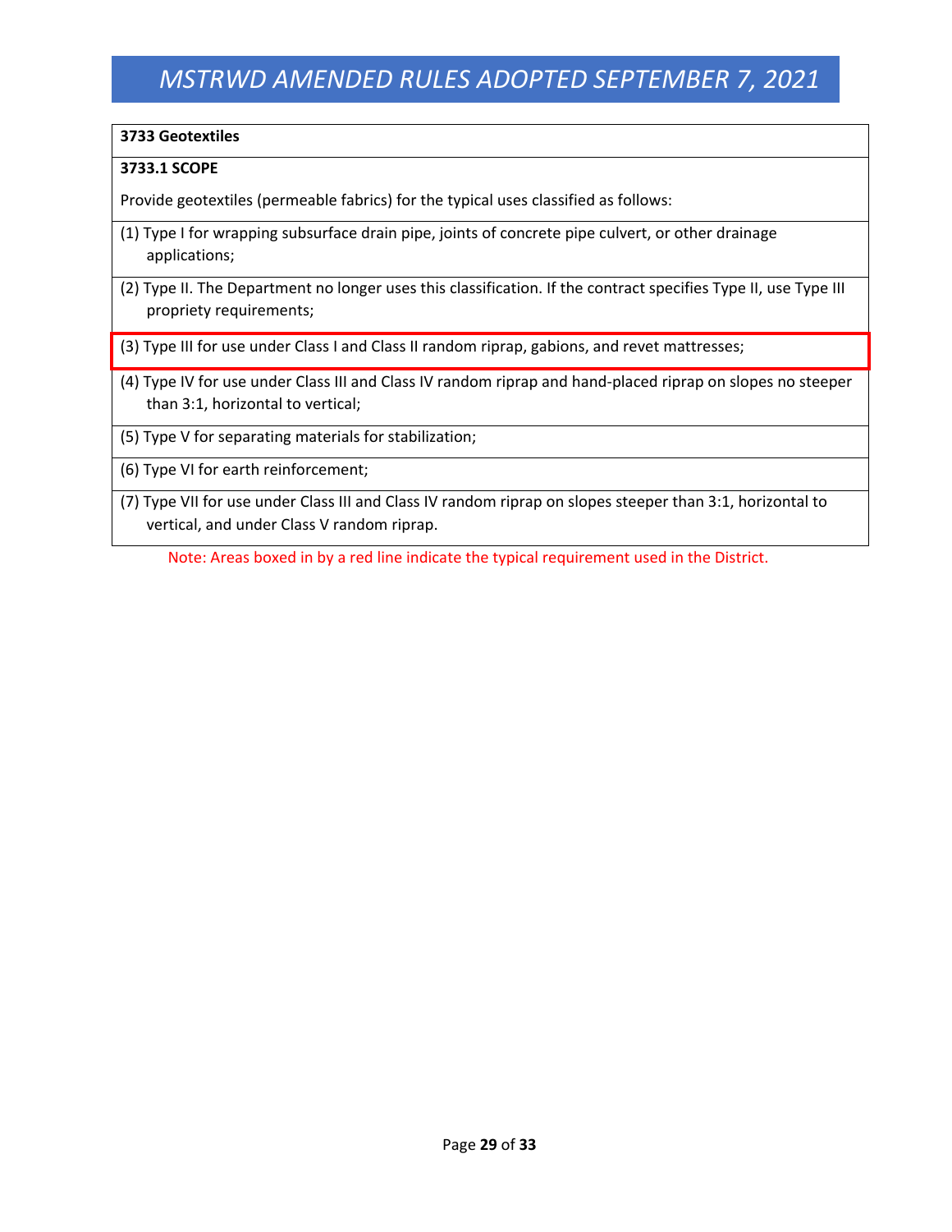**3733 Geotextiles**

**3733.1 SCOPE**

Provide geotextiles (permeable fabrics) for the typical uses classified as follows:

(1) Type I for wrapping subsurface drain pipe, joints of concrete pipe culvert, or other drainage applications;

(2) Type II. The Department no longer uses this classification. If the contract specifies Type II, use Type III propriety requirements;

(3) Type III for use under Class I and Class II random riprap, gabions, and revet mattresses;

(4) Type IV for use under Class III and Class IV random riprap and hand-placed riprap on slopes no steeper than 3:1, horizontal to vertical;

(5) Type V for separating materials for stabilization;

(6) Type VI for earth reinforcement;

(7) Type VII for use under Class III and Class IV random riprap on slopes steeper than 3:1, horizontal to vertical, and under Class V random riprap.

Note: Areas boxed in by a red line indicate the typical requirement used in the District.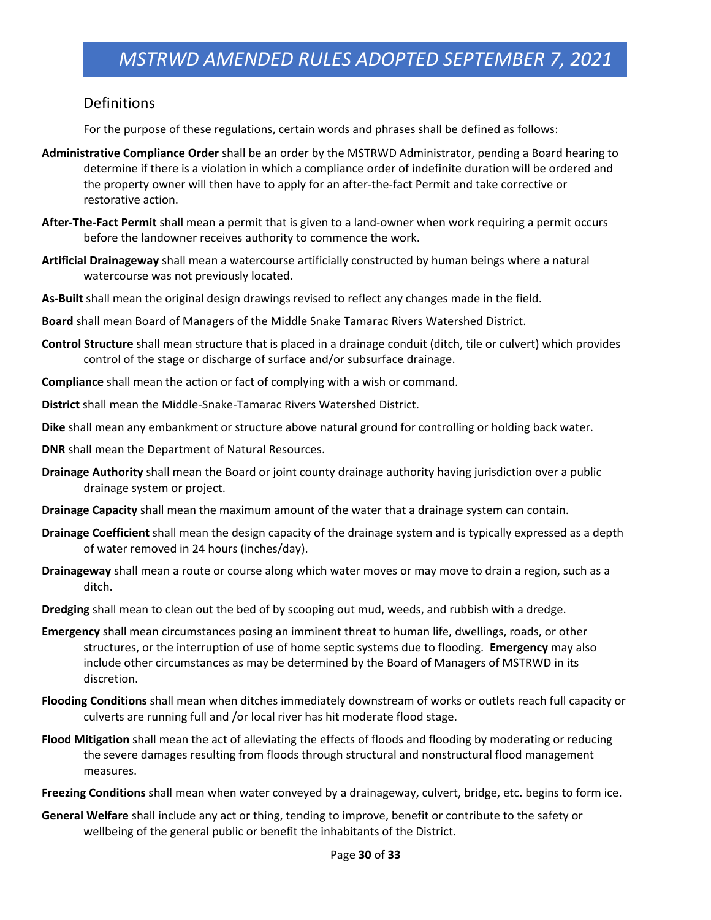## Definitions

For the purpose of these regulations, certain words and phrases shall be defined as follows:

**Administrative Compliance Order** shall be an order by the MSTRWD Administrator, pending a Board hearing to determine if there is a violation in which a compliance order of indefinite duration will be ordered and the property owner will then have to apply for an after-the-fact Permit and take corrective or restorative action.

**After-The-Fact Permit** shall mean a permit that is given to a land-owner when work requiring a permit occurs before the landowner receives authority to commence the work.

**Artificial Drainageway** shall mean a watercourse artificially constructed by human beings where a natural watercourse was not previously located.

**As-Built** shall mean the original design drawings revised to reflect any changes made in the field.

**Board** shall mean Board of Managers of the Middle Snake Tamarac Rivers Watershed District.

**Control Structure** shall mean structure that is placed in a drainage conduit (ditch, tile or culvert) which provides control of the stage or discharge of surface and/or subsurface drainage.

**Compliance** shall mean the action or fact of complying with a wish or command.

**District** shall mean the Middle-Snake-Tamarac Rivers Watershed District.

**Dike** shall mean any embankment or structure above natural ground for controlling or holding back water.

**DNR** shall mean the Department of Natural Resources.

**Drainage Authority** shall mean the Board or joint county drainage authority having jurisdiction over a public drainage system or project.

**Drainage Capacity** shall mean the maximum amount of the water that a drainage system can contain.

**Drainage Coefficient** shall mean the design capacity of the drainage system and is typically expressed as a depth of water removed in 24 hours (inches/day).

**Drainageway** shall mean a route or course along which water moves or may move to drain a region, such as a ditch.

**Dredging** shall mean to clean out the bed of by scooping out mud, weeds, and rubbish with a dredge.

**Emergency** shall mean circumstances posing an imminent threat to human life, dwellings, roads, or other structures, or the interruption of use of home septic systems due to flooding. **Emergency** may also include other circumstances as may be determined by the Board of Managers of MSTRWD in its discretion.

**Flooding Conditions** shall mean when ditches immediately downstream of works or outlets reach full capacity or culverts are running full and /or local river has hit moderate flood stage.

**Flood Mitigation** shall mean the act of alleviating the effects of floods and flooding by moderating or reducing the severe damages resulting from floods through structural and nonstructural flood management measures.

**Freezing Conditions** shall mean when water conveyed by a drainageway, culvert, bridge, etc. begins to form ice.

**General Welfare** shall include any act or thing, tending to improve, benefit or contribute to the safety or wellbeing of the general public or benefit the inhabitants of the District.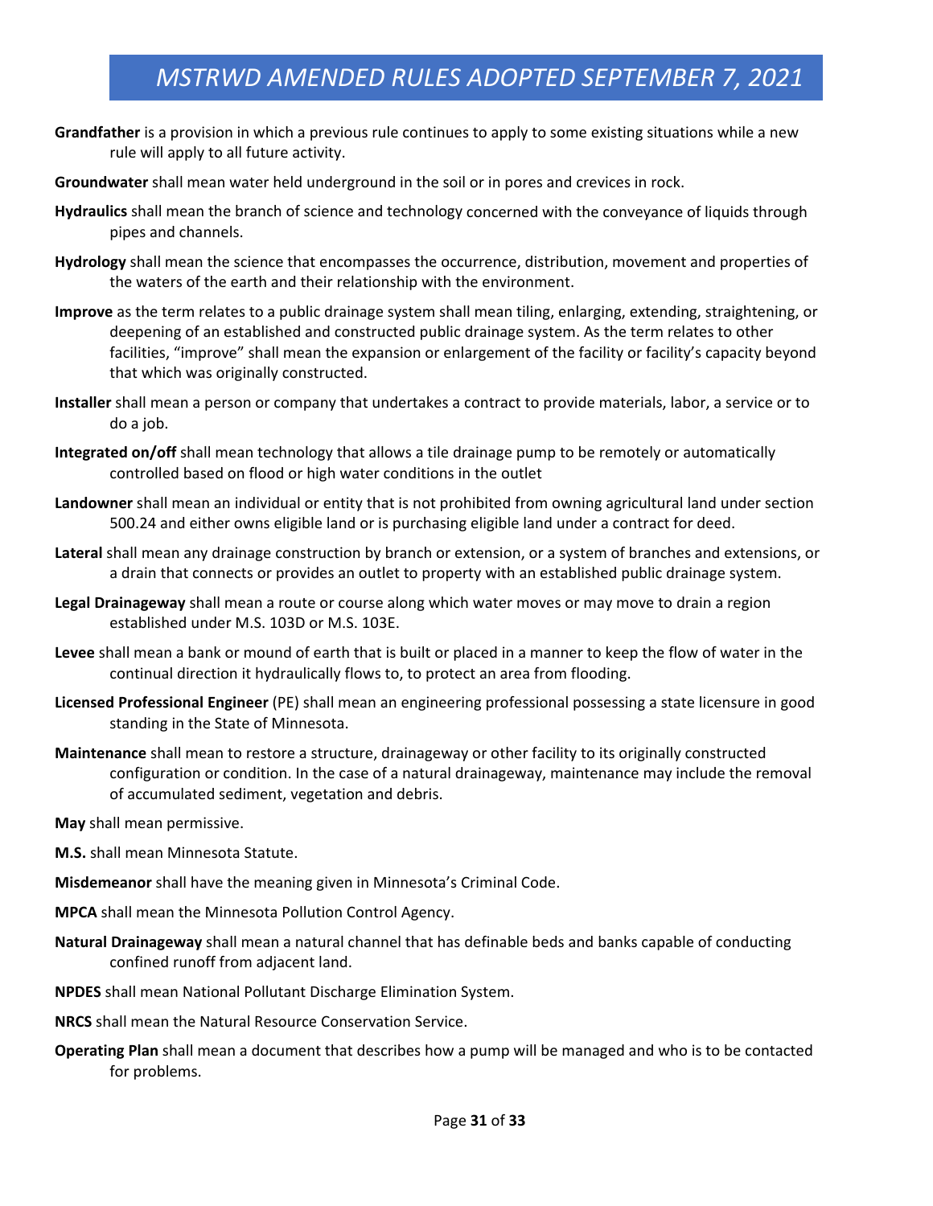**Grandfather** is a provision in which a previous rule continues to apply to some existing situations while a new rule will apply to all future activity.

**Groundwater** shall mean water held underground in the soil or in pores and crevices in rock.

**Hydraulics** shall mean the branch of science and technology concerned with the conveyance of liquids through pipes and channels.

**Hydrology** shall mean the science that encompasses the occurrence, distribution, movement and properties of the waters of the earth and their relationship with the environment.

**Improve** as the term relates to a public drainage system shall mean tiling, enlarging, extending, straightening, or deepening of an established and constructed public drainage system. As the term relates to other facilities, "improve" shall mean the expansion or enlargement of the facility or facility's capacity beyond that which was originally constructed.

**Installer** shall mean a person or company that undertakes a contract to provide materials, labor, a service or to do a job.

**Integrated on/off** shall mean technology that allows a tile drainage pump to be remotely or automatically controlled based on flood or high water conditions in the outlet

**Landowner** shall mean an individual or entity that is not prohibited from owning agricultural land under section 500.24 and either owns eligible land or is purchasing eligible land under a contract for deed.

**Lateral** shall mean any drainage construction by branch or extension, or a system of branches and extensions, or a drain that connects or provides an outlet to property with an established public drainage system.

**Legal Drainageway** shall mean a route or course along which water moves or may move to drain a region established under M.S. 103D or M.S. 103E.

**Levee** shall mean a bank or mound of earth that is built or placed in a manner to keep the flow of water in the continual direction it hydraulically flows to, to protect an area from flooding.

**Licensed Professional Engineer** (PE) shall mean an engineering professional possessing a state licensure in good standing in the State of Minnesota.

**Maintenance** shall mean to restore a structure, drainageway or other facility to its originally constructed configuration or condition. In the case of a natural drainageway, maintenance may include the removal of accumulated sediment, vegetation and debris.

**May** shall mean permissive.

**M.S.** shall mean Minnesota Statute.

**Misdemeanor** shall have the meaning given in Minnesota's Criminal Code.

**MPCA** shall mean the Minnesota Pollution Control Agency.

**Natural Drainageway** shall mean a natural channel that has definable beds and banks capable of conducting confined runoff from adjacent land.

**NPDES** shall mean National Pollutant Discharge Elimination System.

**NRCS** shall mean the Natural Resource Conservation Service.

**Operating Plan** shall mean a document that describes how a pump will be managed and who is to be contacted for problems.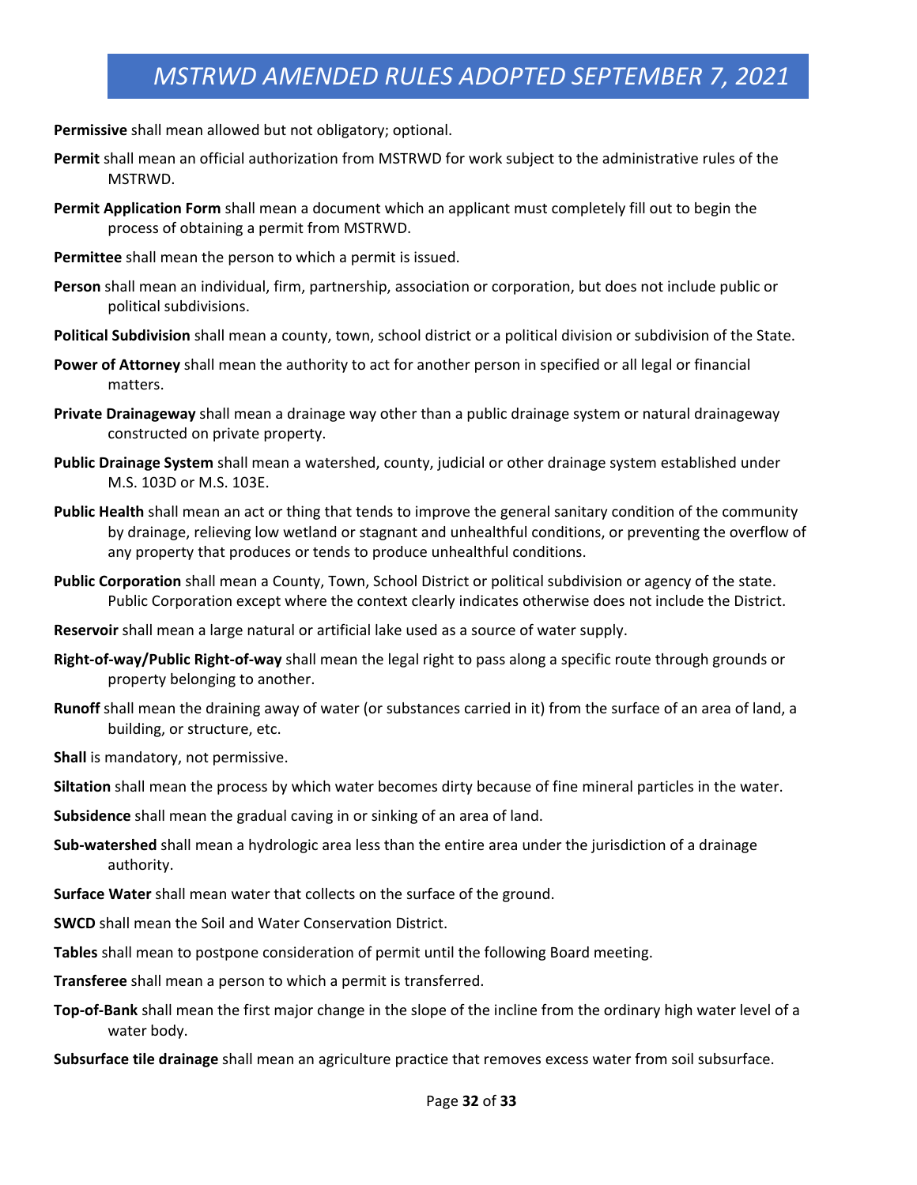**Permissive** shall mean allowed but not obligatory; optional.

**Permit** shall mean an official authorization from MSTRWD for work subject to the administrative rules of the MSTRWD.

**Permit Application Form** shall mean a document which an applicant must completely fill out to begin the process of obtaining a permit from MSTRWD.

**Permittee** shall mean the person to which a permit is issued.

**Person** shall mean an individual, firm, partnership, association or corporation, but does not include public or political subdivisions.

**Political Subdivision** shall mean a county, town, school district or a political division or subdivision of the State.

**Power of Attorney** shall mean the authority to act for another person in specified or all legal or financial matters.

**Private Drainageway** shall mean a drainage way other than a public drainage system or natural drainageway constructed on private property.

**Public Drainage System** shall mean a watershed, county, judicial or other drainage system established under M.S. 103D or M.S. 103E.

**Public Health** shall mean an act or thing that tends to improve the general sanitary condition of the community by drainage, relieving low wetland or stagnant and unhealthful conditions, or preventing the overflow of any property that produces or tends to produce unhealthful conditions.

**Public Corporation** shall mean a County, Town, School District or political subdivision or agency of the state. Public Corporation except where the context clearly indicates otherwise does not include the District.

**Reservoir** shall mean a large natural or artificial lake used as a source of water supply.

**Right-of-way/Public Right-of-way** shall mean the legal right to pass along a specific route through grounds or property belonging to another.

**Runoff** shall mean the draining away of water (or substances carried in it) from the surface of an area of land, a building, or structure, etc.

**Shall** is mandatory, not permissive.

**Siltation** shall mean the process by which water becomes dirty because of fine mineral particles in the water.

**Subsidence** shall mean the gradual caving in or sinking of an area of land.

**Sub-watershed** shall mean a hydrologic area less than the entire area under the jurisdiction of a drainage authority.

**Surface Water** shall mean water that collects on the surface of the ground.

**SWCD** shall mean the Soil and Water Conservation District.

**Tables** shall mean to postpone consideration of permit until the following Board meeting.

**Transferee** shall mean a person to which a permit is transferred.

**Top-of-Bank** shall mean the first major change in the slope of the incline from the ordinary high water level of a water body.

**Subsurface tile drainage** shall mean an agriculture practice that removes excess water from soil subsurface.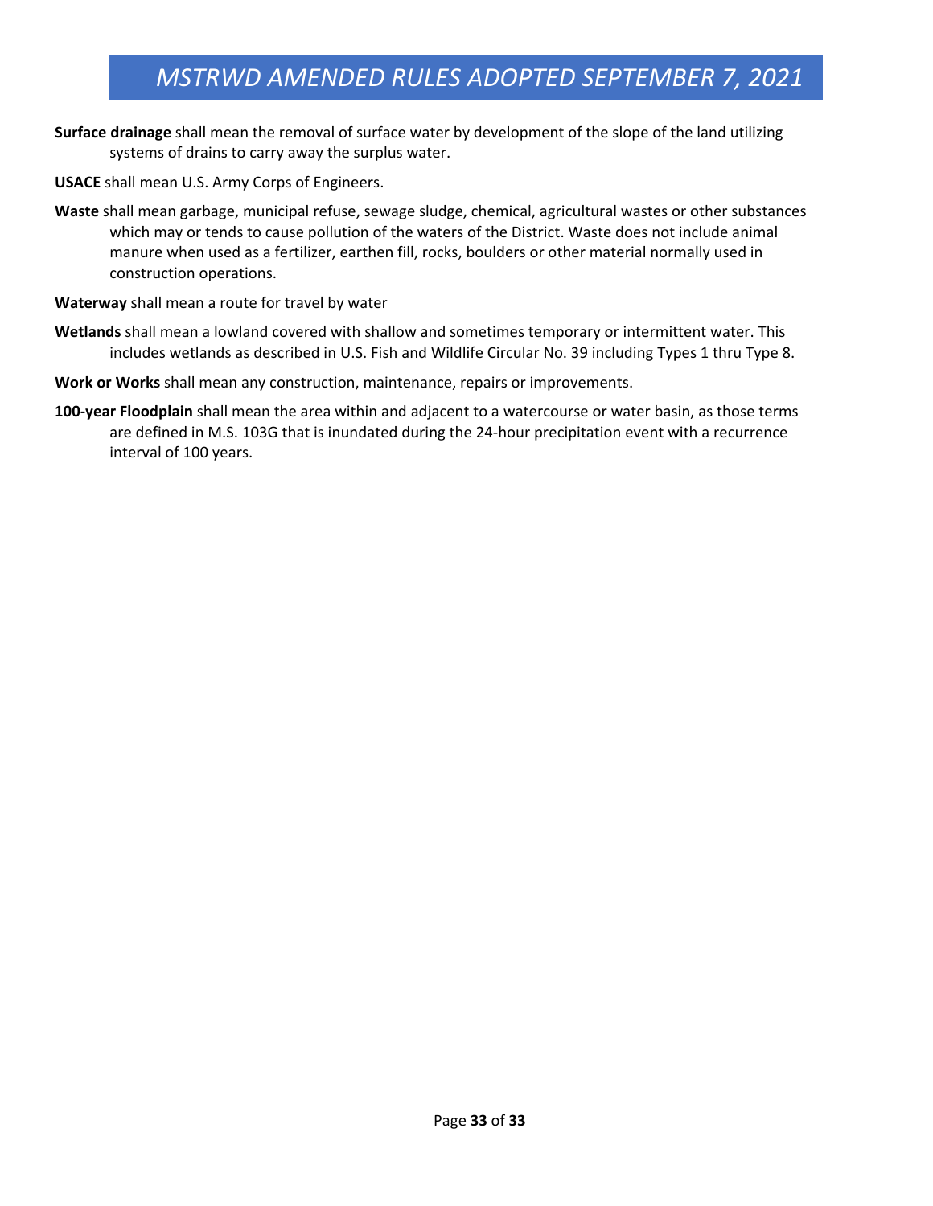**Surface drainage** shall mean the removal of surface water by development of the slope of the land utilizing systems of drains to carry away the surplus water.

**USACE** shall mean U.S. Army Corps of Engineers.

**Waste** shall mean garbage, municipal refuse, sewage sludge, chemical, agricultural wastes or other substances which may or tends to cause pollution of the waters of the District. Waste does not include animal manure when used as a fertilizer, earthen fill, rocks, boulders or other material normally used in construction operations.

**Waterway** shall mean a route for travel by water

**Wetlands** shall mean a lowland covered with shallow and sometimes temporary or intermittent water. This includes wetlands as described in U.S. Fish and Wildlife Circular No. 39 including Types 1 thru Type 8.

**Work or Works** shall mean any construction, maintenance, repairs or improvements.

**100-year Floodplain** shall mean the area within and adjacent to a watercourse or water basin, as those terms are defined in M.S. 103G that is inundated during the 24-hour precipitation event with a recurrence interval of 100 years.